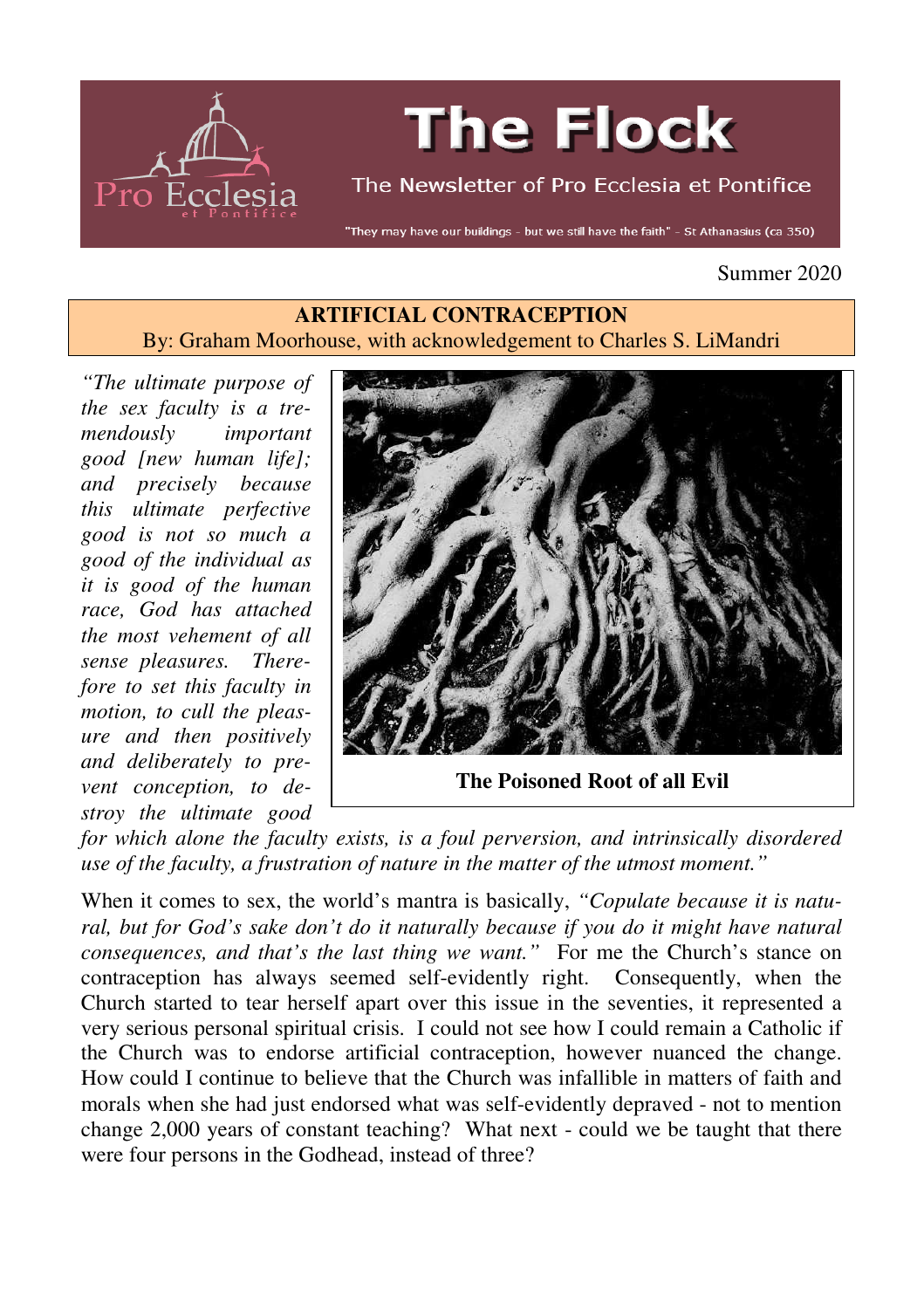# The Flock

The Newsletter of Pro Ecclesia et Pontifice

"They may have our buildings - but we still have the faith" - St Athanasius (ca 350)

Summer 2020

## ARTIFICIAL CONTRACEPTION

By: Graham Moorhouse, with acknowledgement to Charles S. LiMandri

*"The ultimate purpose of the sex faculty is a tremendously important good [new human life]; and precisely because this ultimate perfective good is not so much a good of the individual as it is good of the human race, God has attached the most vehement of all sense pleasures. Therefore to set this faculty in motion, to cull the pleasure and then positively and deliberately to prevent conception, to destroy the ultimate good for which alone the faculty exists, is a foul perversion, and intrinsically disordered use of the faculty, a frustration of nature in the matter of the utmost moment."*

**The Poisoned Root of all Evil**

When it comes to sex, the world's mantra is basically, *"Copulate because it is natural, but for God's sake don't do it naturally because if you do it might have natural consequences, and that's the last thing we want."* For me the Church's stance on contraception has always seemed self-evidently right. Consequently, when the Church started to tear herself apart over this issue in the seventies, it represented a very serious personal spiritual crisis. I could not see how I could remain a Catholic if the Church was to endorse artificial contraception, however nuanced the change. How could I continue to believe that the Church was infallible in matters of faith and morals when she had just endorsed what was self-evidently depraved - not to mention change 2,000 years of constant teaching? What next - could we be taught that there were four persons in the Godhead, instead of three?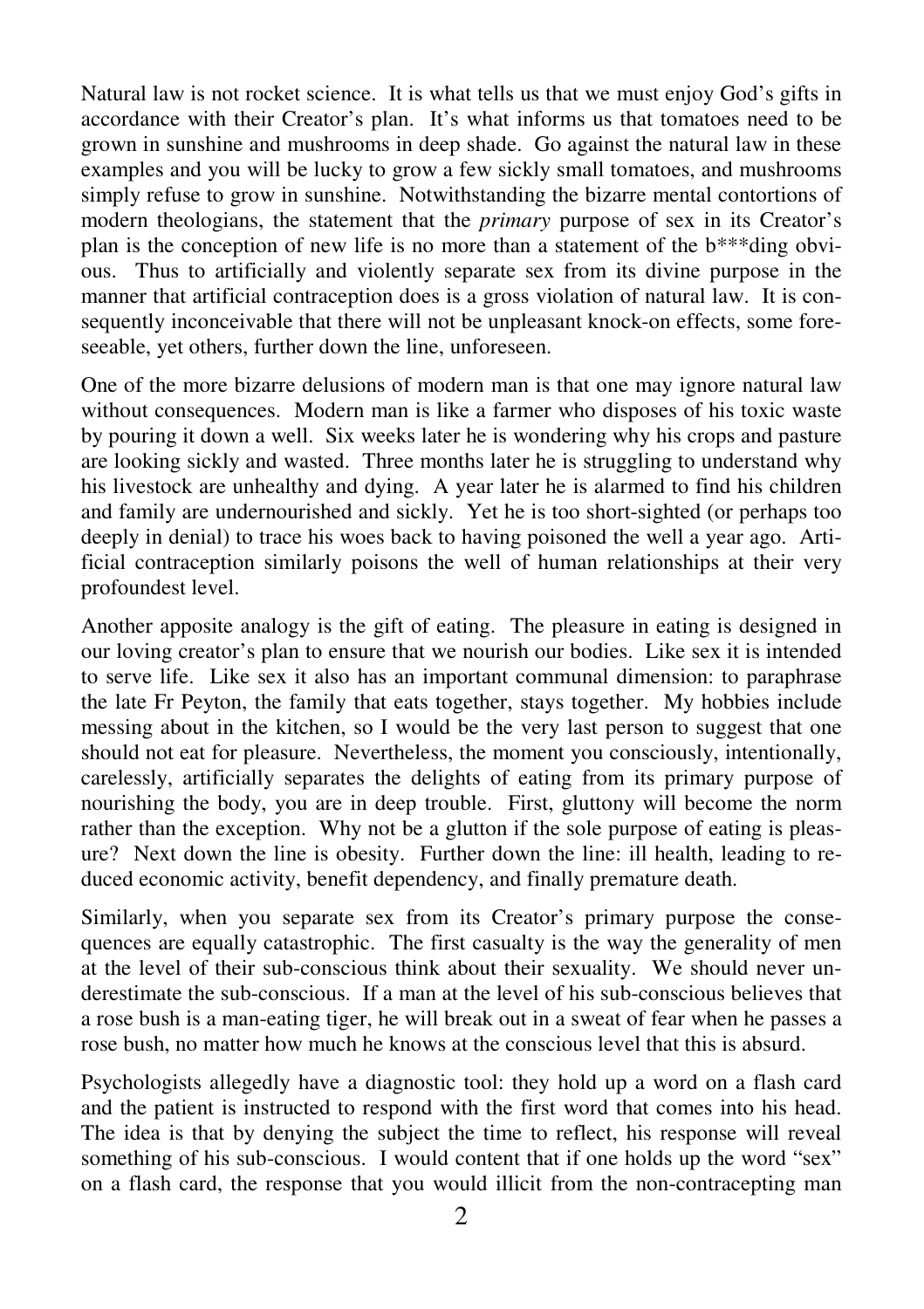Natural law is not rocket science. It is what tells us that we must enjoy God's gifts in accordance with their Creator's plan. It's what informs us that tomatoes need to be grown in sunshine and mushrooms in deep shade. Go against the natural law in these examples and you will be lucky to grow a few sickly small tomatoes, and mushrooms simply refuse to grow in sunshine. Notwithstanding the bizarre mental contortions of modern theologians, the statement that the *primary* purpose of sex in its Creator's plan is the conception of new life is no more than a statement of the b***ding obvious. Thus to artificially and violently separate sex from its divine purpose in the manner that artificial contraception does is a gross violation of natural law. It is consequently inconceivable that there will not be unpleasant knock-on effects, some foreseeable, yet others, further down the line, unforeseen.

One of the more bizarre delusions of modern man is that one may ignore natural law without consequences. Modern man is like a farmer who disposes of his toxic waste by pouring it down a well. Six weeks later he is wondering why his crops and pasture are looking sickly and wasted. Three months later he is struggling to understand why his livestock are unhealthy and dying. A year later he is alarmed to find his children and family are undernourished and sickly. Yet he is too short-sighted (or perhaps too deeply in denial) to trace his woes back to having poisoned the well a year ago. Artificial contraception similarly poisons the well of human relationships at their very profoundest level.

Another apposite analogy is the gift of eating. The pleasure in eating is designed in our loving creator's plan to ensure that we nourish our bodies. Like sex it is intended to serve life. Like sex it also has an important communal dimension: to paraphrase the late Fr Peyton, the family that eats together, stays together. My hobbies include messing about in the kitchen, so I would be the very last person to suggest that one should not eat for pleasure. Nevertheless, the moment you consciously, intentionally, carelessly, artificially separates the delights of eating from its primary purpose of nourishing the body, you are in deep trouble. First, gluttony will become the norm rather than the exception. Why not be a glutton if the sole purpose of eating is pleasure? Next down the line is obesity. Further down the line: ill health, leading to reduced economic activity, benefit dependency, and finally premature death.

Similarly, when you separate sex from its Creator's primary purpose the consequences are equally catastrophic. The first casualty is the way the generality of men at the level of their sub-conscious think about their sexuality. We should never underestimate the sub-conscious. If a man at the level of his sub-conscious believes that a rose bush is a man-eating tiger, he will break out in a sweat of fear when he passes a rose bush, no matter how much he knows at the conscious level that this is absurd.

Psychologists allegedly have a diagnostic tool: they hold up a word on a flash card and the patient is instructed to respond with the first word that comes into his head. The idea is that by denying the subject the time to reflect, his response will reveal something of his sub-conscious. I would content that if one holds up the word "sex" on a flash card, the response that you would illicit from the non-contracepting man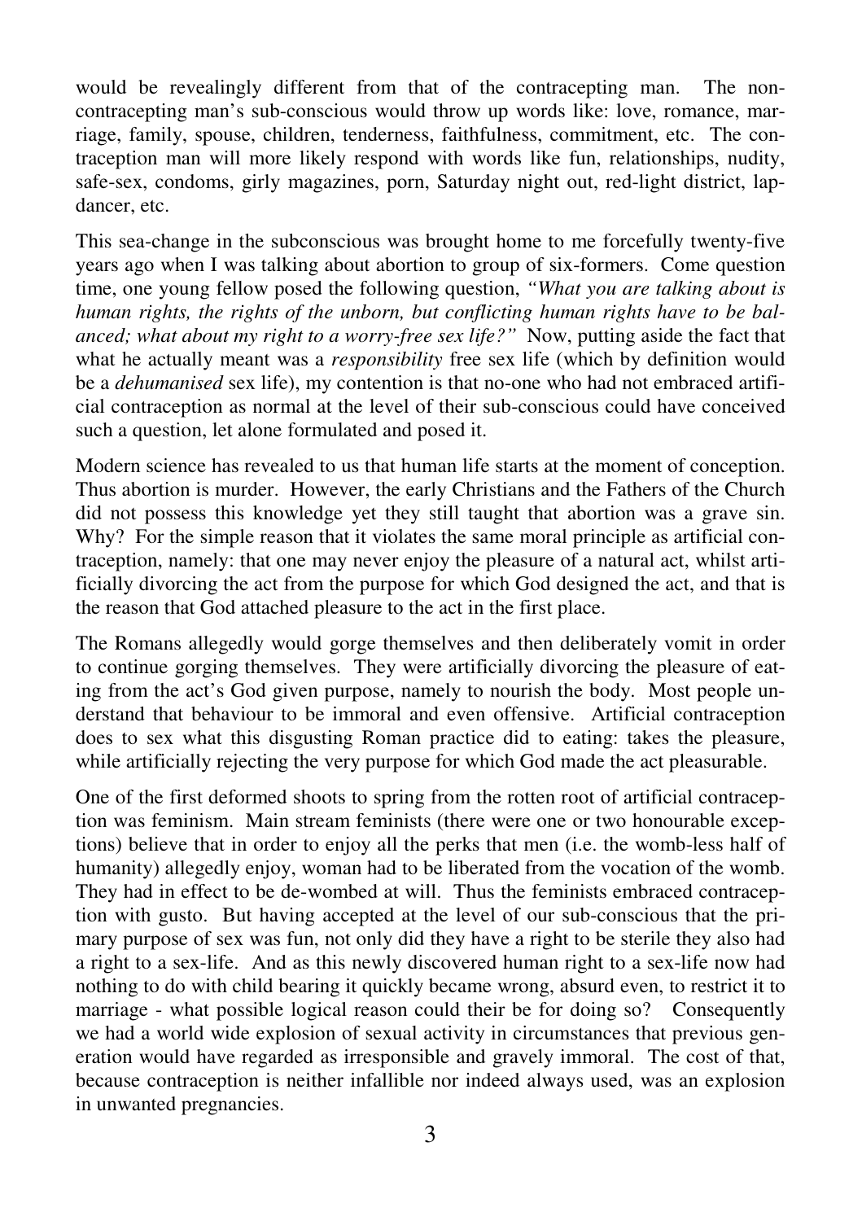would be revealingly different from that of the contracepting man. The non-contracepting man's sub-conscious would throw up words like: love, romance, marriage, family, spouse, children, tenderness, faithfulness, commitment, etc. The contraception man will more likely respond with words like fun, relationships, nudity, safe-sex, condoms, girly magazines, porn, Saturday night out, red-light district, lap-dancer, etc.

This sea-change in the subconscious was brought home to me forcefully twenty-five years ago when I was talking about abortion to group of six-formers. Come question time, one young fellow posed the following question, *"What you are talking about is human rights, the rights of the unborn, but conflicting human rights have to be balanced; what about my right to a worry-free sex life?"* Now, putting aside the fact that what he actually meant was a *responsibility* free sex life (which by definition would be a *dehumanised* sex life), my contention is that no-one who had not embraced artificial contraception as normal at the level of their sub-conscious could have conceived such a question, let alone formulated and posed it.

Modern science has revealed to us that human life starts at the moment of conception. Thus abortion is murder. However, the early Christians and the Fathers of the Church did not possess this knowledge yet they still taught that abortion was a grave sin. Why? For the simple reason that it violates the same moral principle as artificial contraception, namely: that one may never enjoy the pleasure of a natural act, whilst artificially divorcing the act from the purpose for which God designed the act, and that is the reason that God attached pleasure to the act in the first place.

The Romans allegedly would gorge themselves and then deliberately vomit in order to continue gorging themselves. They were artificially divorcing the pleasure of eating from the act's God given purpose, namely to nourish the body. Most people understand that behaviour to be immoral and even offensive. Artificial contraception does to sex what this disgusting Roman practice did to eating: takes the pleasure, while artificially rejecting the very purpose for which God made the act pleasurable.

One of the first deformed shoots to spring from the rotten root of artificial contraception was feminism. Main stream feminists (there were one or two honourable exceptions) believe that in order to enjoy all the perks that men (i.e. the womb-less half of humanity) allegedly enjoy, woman had to be liberated from the vocation of the womb. They had in effect to be de-wombed at will. Thus the feminists embraced contraception with gusto. But having accepted at the level of our sub-conscious that the primary purpose of sex was fun, not only did they have a right to be sterile they also had a right to a sex-life. And as this newly discovered human right to a sex-life now had nothing to do with child bearing it quickly became wrong, absurd even, to restrict it to marriage - what possible logical reason could their be for doing so? Consequently we had a world wide explosion of sexual activity in circumstances that previous generation would have regarded as irresponsible and gravely immoral. The cost of that, because contraception is neither infallible nor indeed always used, was an explosion in unwanted pregnancies.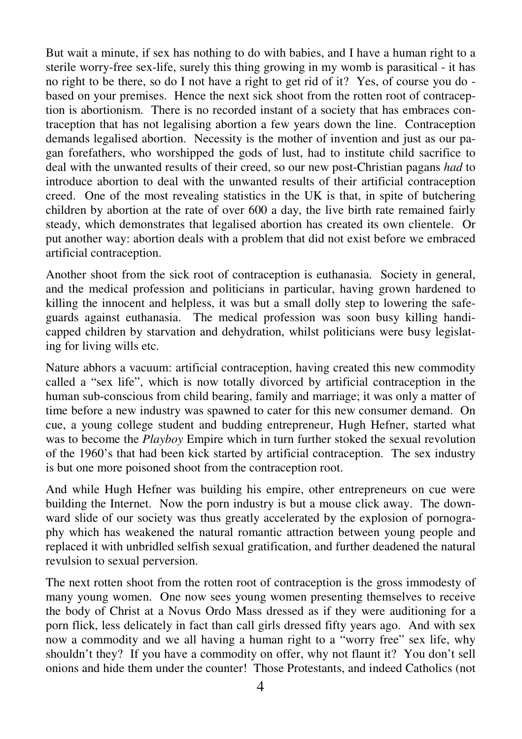But wait a minute, if sex has nothing to do with babies, and I have a human right to a sterile worry-free sex-life, surely this thing growing in my womb is parasitical - it has no right to be there, so do I not have a right to get rid of it? Yes, of course you do - based on your premises. Hence the next sick shoot from the rotten root of contraception is abortionism. There is no recorded instant of a society that has embraces contraception that has not legalising abortion a few years down the line. Contraception demands legalised abortion. Necessity is the mother of invention and just as our pagan forefathers, who worshipped the gods of lust, had to institute child sacrifice to deal with the unwanted results of their creed, so our new post-Christian pagans *had* to introduce abortion to deal with the unwanted results of their artificial contraception creed. One of the most revealing statistics in the UK is that, in spite of butchering children by abortion at the rate of over 600 a day, the live birth rate remained fairly steady, which demonstrates that legalised abortion has created its own clientele. Or put another way: abortion deals with a problem that did not exist before we embraced artificial contraception.

Another shoot from the sick root of contraception is euthanasia. Society in general, and the medical profession and politicians in particular, having grown hardened to killing the innocent and helpless, it was but a small dolly step to lowering the safeguards against euthanasia. The medical profession was soon busy killing handicapped children by starvation and dehydration, whilst politicians were busy legislating for living wills etc.

Nature abhors a vacuum: artificial contraception, having created this new commodity called a "sex life", which is now totally divorced by artificial contraception in the human sub-conscious from child bearing, family and marriage; it was only a matter of time before a new industry was spawned to cater for this new consumer demand. On cue, a young college student and budding entrepreneur, Hugh Hefner, started what was to become the *Playboy* Empire which in turn further stoked the sexual revolution of the 1960's that had been kick started by artificial contraception. The sex industry is but one more poisoned shoot from the contraception root.

And while Hugh Hefner was building his empire, other entrepreneurs on cue were building the Internet. Now the porn industry is but a mouse click away. The downward slide of our society was thus greatly accelerated by the explosion of pornography which has weakened the natural romantic attraction between young people and replaced it with unbridled selfish sexual gratification, and further deadened the natural revulsion to sexual perversion.

The next rotten shoot from the rotten root of contraception is the gross immodesty of many young women. One now sees young women presenting themselves to receive the body of Christ at a Novus Ordo Mass dressed as if they were auditioning for a porn flick, less delicately in fact than call girls dressed fifty years ago. And with sex now a commodity and we all having a human right to a "worry free" sex life, why shouldn't they? If you have a commodity on offer, why not flaunt it? You don't sell onions and hide them under the counter! Those Protestants, and indeed Catholics (not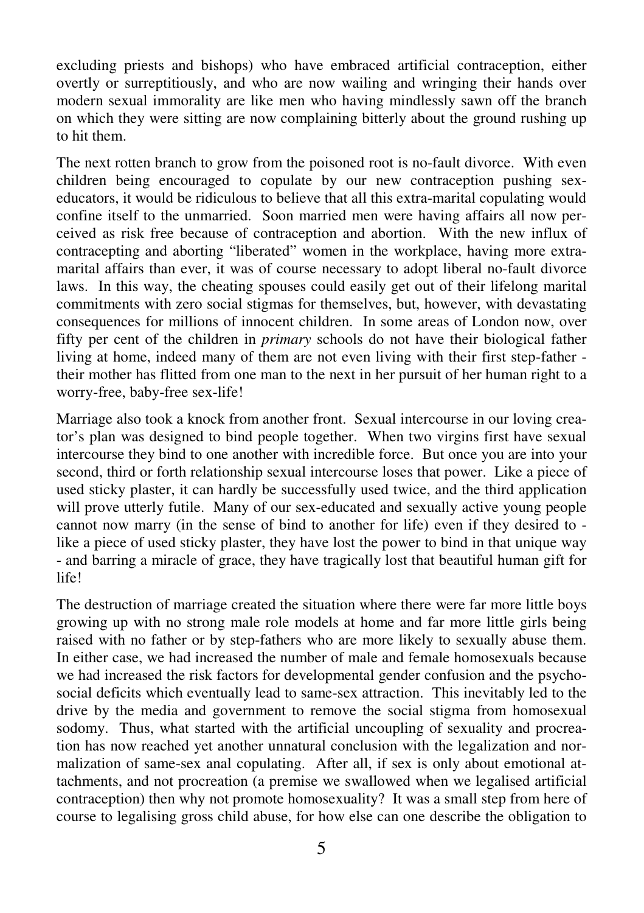excluding priests and bishops) who have embraced artificial contraception, either overtly or surreptitiously, and who are now wailing and wringing their hands over modern sexual immorality are like men who having mindlessly sawn off the branch on which they were sitting are now complaining bitterly about the ground rushing up to hit them.

The next rotten branch to grow from the poisoned root is no-fault divorce. With even children being encouraged to copulate by our new contraception pushing sex-educators, it would be ridiculous to believe that all this extra-marital copulating would confine itself to the unmarried. Soon married men were having affairs all now perceived as risk free because of contraception and abortion. With the new influx of contracepting and aborting "liberated" women in the workplace, having more extra-marital affairs than ever, it was of course necessary to adopt liberal no-fault divorce laws. In this way, the cheating spouses could easily get out of their lifelong marital commitments with zero social stigmas for themselves, but, however, with devastating consequences for millions of innocent children. In some areas of London now, over fifty per cent of the children in *primary* schools do not have their biological father living at home, indeed many of them are not even living with their first step-father - their mother has flitted from one man to the next in her pursuit of her human right to a worry-free, baby-free sex-life!

Marriage also took a knock from another front. Sexual intercourse in our loving creator's plan was designed to bind people together. When two virgins first have sexual intercourse they bind to one another with incredible force. But once you are into your second, third or forth relationship sexual intercourse loses that power. Like a piece of used sticky plaster, it can hardly be successfully used twice, and the third application will prove utterly futile. Many of our sex-educated and sexually active young people cannot now marry (in the sense of bind to another for life) even if they desired to - like a piece of used sticky plaster, they have lost the power to bind in that unique way - and barring a miracle of grace, they have tragically lost that beautiful human gift for life!

The destruction of marriage created the situation where there were far more little boys growing up with no strong male role models at home and far more little girls being raised with no father or by step-fathers who are more likely to sexually abuse them. In either case, we had increased the number of male and female homosexuals because we had increased the risk factors for developmental gender confusion and the psycho-social deficits which eventually lead to same-sex attraction. This inevitably led to the drive by the media and government to remove the social stigma from homosexual sodomy. Thus, what started with the artificial uncoupling of sexuality and procreation has now reached yet another unnatural conclusion with the legalization and normalization of same-sex anal copulating. After all, if sex is only about emotional attachments, and not procreation (a premise we swallowed when we legalised artificial contraception) then why not promote homosexuality? It was a small step from here of course to legalising gross child abuse, for how else can one describe the obligation to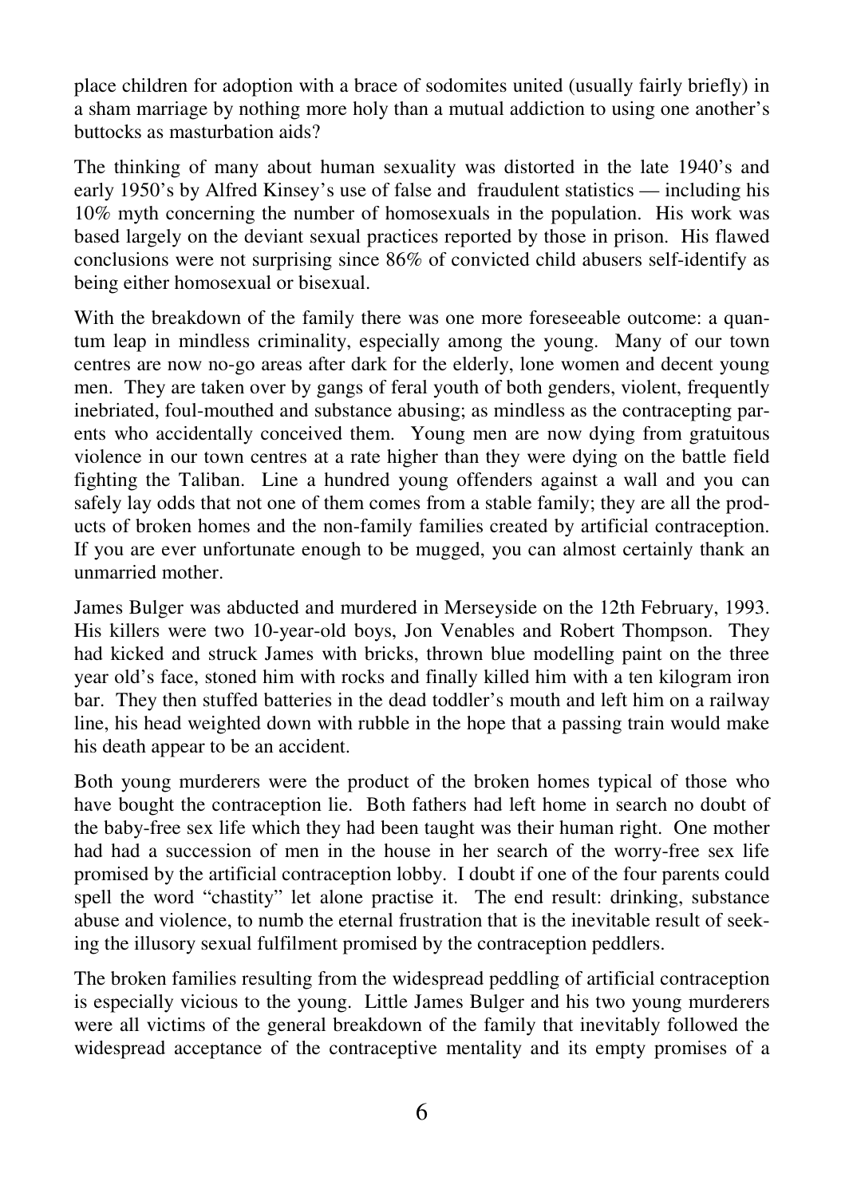place children for adoption with a brace of sodomites united (usually fairly briefly) in a sham marriage by nothing more holy than a mutual addiction to using one another's buttocks as masturbation aids?

The thinking of many about human sexuality was distorted in the late 1940's and early 1950's by Alfred Kinsey's use of false and fraudulent statistics — including his 10% myth concerning the number of homosexuals in the population. His work was based largely on the deviant sexual practices reported by those in prison. His flawed conclusions were not surprising since 86% of convicted child abusers self-identify as being either homosexual or bisexual.

With the breakdown of the family there was one more foreseeable outcome: a quantum leap in mindless criminality, especially among the young. Many of our town centres are now no-go areas after dark for the elderly, lone women and decent young men. They are taken over by gangs of feral youth of both genders, violent, frequently inebriated, foul-mouthed and substance abusing; as mindless as the contracepting parents who accidentally conceived them. Young men are now dying from gratuitous violence in our town centres at a rate higher than they were dying on the battle field fighting the Taliban. Line a hundred young offenders against a wall and you can safely lay odds that not one of them comes from a stable family; they are all the products of broken homes and the non-family families created by artificial contraception. If you are ever unfortunate enough to be mugged, you can almost certainly thank an unmarried mother.

James Bulger was abducted and murdered in Merseyside on the 12th February, 1993. His killers were two 10-year-old boys, Jon Venables and Robert Thompson. They had kicked and struck James with bricks, thrown blue modelling paint on the three year old's face, stoned him with rocks and finally killed him with a ten kilogram iron bar. They then stuffed batteries in the dead toddler's mouth and left him on a railway line, his head weighted down with rubble in the hope that a passing train would make his death appear to be an accident.

Both young murderers were the product of the broken homes typical of those who have bought the contraception lie. Both fathers had left home in search no doubt of the baby-free sex life which they had been taught was their human right. One mother had had a succession of men in the house in her search of the worry-free sex life promised by the artificial contraception lobby. I doubt if one of the four parents could spell the word "chastity" let alone practise it. The end result: drinking, substance abuse and violence, to numb the eternal frustration that is the inevitable result of seeking the illusory sexual fulfilment promised by the contraception peddlers.

The broken families resulting from the widespread peddling of artificial contraception is especially vicious to the young. Little James Bulger and his two young murderers were all victims of the general breakdown of the family that inevitably followed the widespread acceptance of the contraceptive mentality and its empty promises of a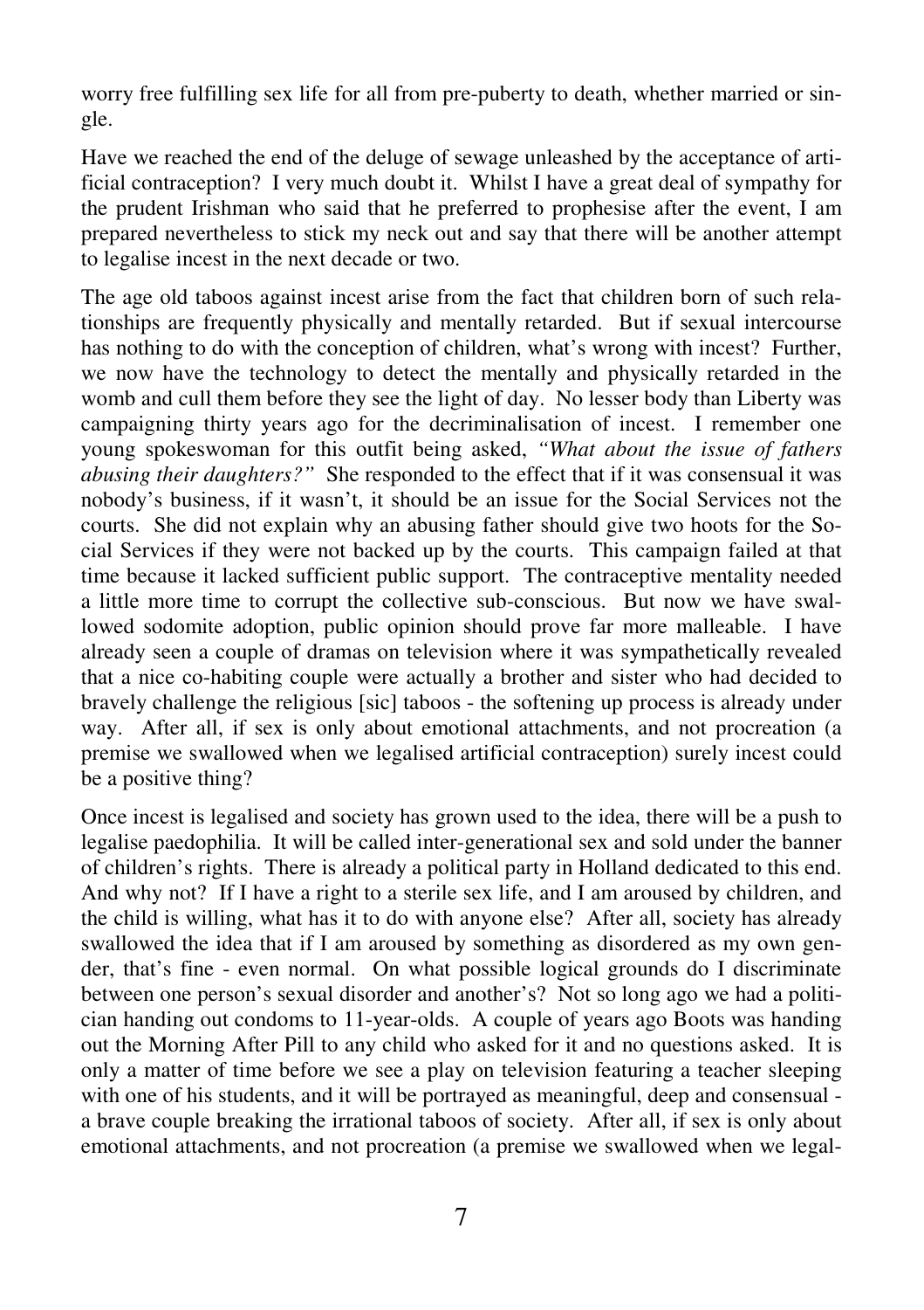worry free fulfilling sex life for all from pre-puberty to death, whether married or single.

Have we reached the end of the deluge of sewage unleashed by the acceptance of artificial contraception? I very much doubt it. Whilst I have a great deal of sympathy for the prudent Irishman who said that he preferred to prophesise after the event, I am prepared nevertheless to stick my neck out and say that there will be another attempt to legalise incest in the next decade or two.

The age old taboos against incest arise from the fact that children born of such relationships are frequently physically and mentally retarded. But if sexual intercourse has nothing to do with the conception of children, what's wrong with incest? Further, we now have the technology to detect the mentally and physically retarded in the womb and cull them before they see the light of day. No lesser body than Liberty was campaigning thirty years ago for the decriminalisation of incest. I remember one young spokeswoman for this outfit being asked, *"What about the issue of fathers abusing their daughters?"* She responded to the effect that if it was consensual it was nobody's business, if it wasn't, it should be an issue for the Social Services not the courts. She did not explain why an abusing father should give two hoots for the Social Services if they were not backed up by the courts. This campaign failed at that time because it lacked sufficient public support. The contraceptive mentality needed a little more time to corrupt the collective sub-conscious. But now we have swallowed sodomite adoption, public opinion should prove far more malleable. I have already seen a couple of dramas on television where it was sympathetically revealed that a nice co-habiting couple were actually a brother and sister who had decided to bravely challenge the religious [sic] taboos - the softening up process is already under way. After all, if sex is only about emotional attachments, and not procreation (a premise we swallowed when we legalised artificial contraception) surely incest could be a positive thing?

Once incest is legalised and society has grown used to the idea, there will be a push to legalise paedophilia. It will be called inter-generational sex and sold under the banner of children's rights. There is already a political party in Holland dedicated to this end. And why not? If I have a right to a sterile sex life, and I am aroused by children, and the child is willing, what has it to do with anyone else? After all, society has already swallowed the idea that if I am aroused by something as disordered as my own gender, that's fine - even normal. On what possible logical grounds do I discriminate between one person's sexual disorder and another's? Not so long ago we had a politician handing out condoms to 11-year-olds. A couple of years ago Boots was handing out the Morning After Pill to any child who asked for it and no questions asked. It is only a matter of time before we see a play on television featuring a teacher sleeping with one of his students, and it will be portrayed as meaningful, deep and consensual - a brave couple breaking the irrational taboos of society. After all, if sex is only about emotional attachments, and not procreation (a premise we swallowed when we legal-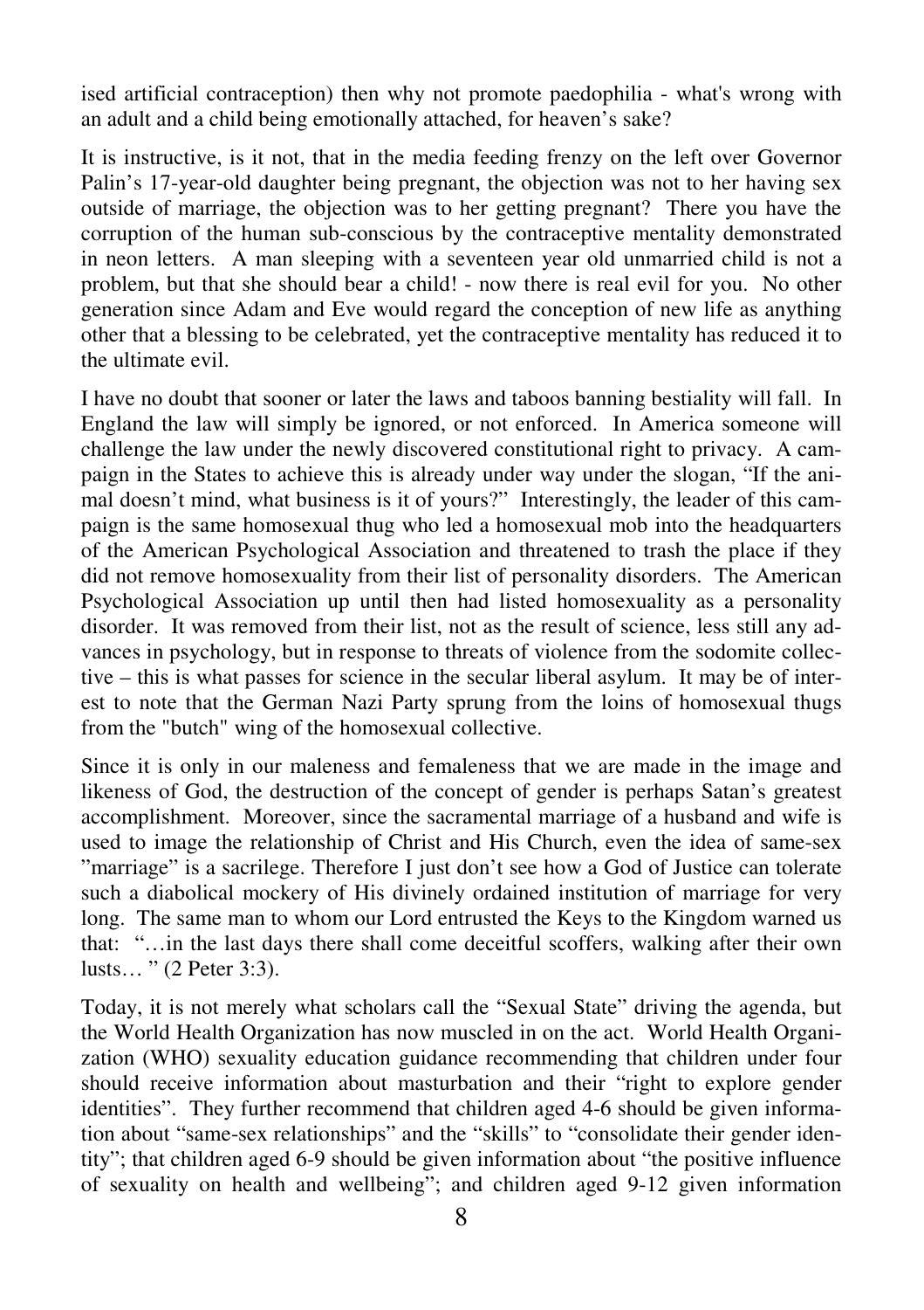ised artificial contraception) then why not promote paedophilia - what's wrong with an adult and a child being emotionally attached, for heaven's sake?

It is instructive, is it not, that in the media feeding frenzy on the left over Governor Palin's 17-year-old daughter being pregnant, the objection was not to her having sex outside of marriage, the objection was to her getting pregnant? There you have the corruption of the human sub-conscious by the contraceptive mentality demonstrated in neon letters. A man sleeping with a seventeen year old unmarried child is not a problem, but that she should bear a child! - now there is real evil for you. No other generation since Adam and Eve would regard the conception of new life as anything other that a blessing to be celebrated, yet the contraceptive mentality has reduced it to the ultimate evil.

I have no doubt that sooner or later the laws and taboos banning bestiality will fall. In England the law will simply be ignored, or not enforced. In America someone will challenge the law under the newly discovered constitutional right to privacy. A campaign in the States to achieve this is already under way under the slogan, "If the animal doesn't mind, what business is it of yours?" Interestingly, the leader of this campaign is the same homosexual thug who led a homosexual mob into the headquarters of the American Psychological Association and threatened to trash the place if they did not remove homosexuality from their list of personality disorders. The American Psychological Association up until then had listed homosexuality as a personality disorder. It was removed from their list, not as the result of science, less still any advances in psychology, but in response to threats of violence from the sodomite collective – this is what passes for science in the secular liberal asylum. It may be of interest to note that the German Nazi Party sprung from the loins of homosexual thugs from the "butch" wing of the homosexual collective.

Since it is only in our maleness and femaleness that we are made in the image and likeness of God, the destruction of the concept of gender is perhaps Satan's greatest accomplishment. Moreover, since the sacramental marriage of a husband and wife is used to image the relationship of Christ and His Church, even the idea of same-sex "marriage" is a sacrilege. Therefore I just don't see how a God of Justice can tolerate such a diabolical mockery of His divinely ordained institution of marriage for very long. The same man to whom our Lord entrusted the Keys to the Kingdom warned us that: "…in the last days there shall come deceitful scoffers, walking after their own lusts… " (2 Peter 3:3).

Today, it is not merely what scholars call the "Sexual State" driving the agenda, but the World Health Organization has now muscled in on the act. World Health Organization (WHO) sexuality education guidance recommending that children under four should receive information about masturbation and their "right to explore gender identities". They further recommend that children aged 4-6 should be given information about "same-sex relationships" and the "skills" to "consolidate their gender identity"; that children aged 6-9 should be given information about "the positive influence of sexuality on health and wellbeing"; and children aged 9-12 given information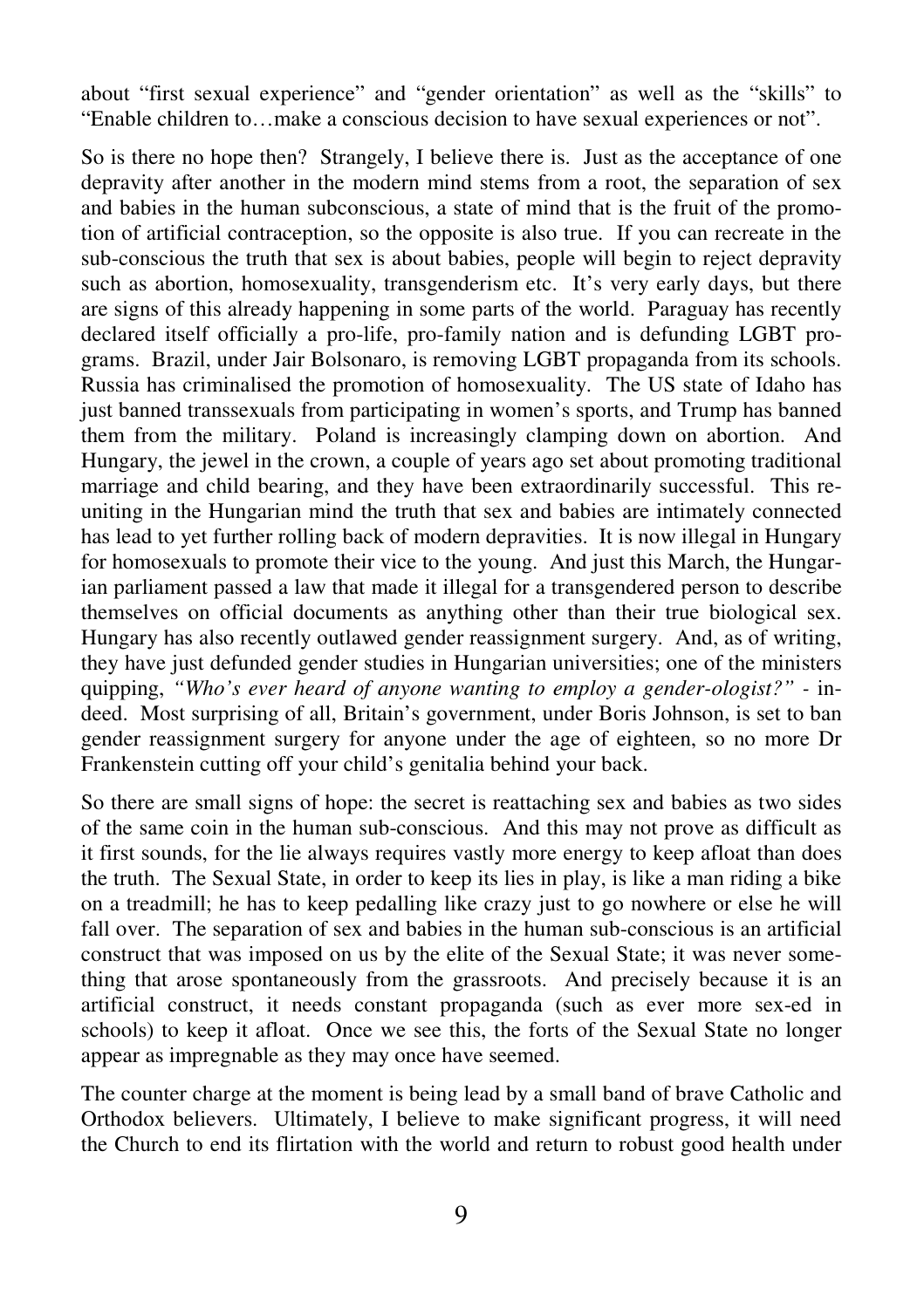about "first sexual experience" and "gender orientation" as well as the "skills" to "Enable children to…make a conscious decision to have sexual experiences or not".

So is there no hope then? Strangely, I believe there is. Just as the acceptance of one depravity after another in the modern mind stems from a root, the separation of sex and babies in the human subconscious, a state of mind that is the fruit of the promotion of artificial contraception, so the opposite is also true. If you can recreate in the sub-conscious the truth that sex is about babies, people will begin to reject depravity such as abortion, homosexuality, transgenderism etc. It's very early days, but there are signs of this already happening in some parts of the world. Paraguay has recently declared itself officially a pro-life, pro-family nation and is defunding LGBT programs. Brazil, under Jair Bolsonaro, is removing LGBT propaganda from its schools. Russia has criminalised the promotion of homosexuality. The US state of Idaho has just banned transsexuals from participating in women's sports, and Trump has banned them from the military. Poland is increasingly clamping down on abortion. And Hungary, the jewel in the crown, a couple of years ago set about promoting traditional marriage and child bearing, and they have been extraordinarily successful. This reuniting in the Hungarian mind the truth that sex and babies are intimately connected has lead to yet further rolling back of modern depravities. It is now illegal in Hungary for homosexuals to promote their vice to the young. And just this March, the Hungarian parliament passed a law that made it illegal for a transgendered person to describe themselves on official documents as anything other than their true biological sex. Hungary has also recently outlawed gender reassignment surgery. And, as of writing, they have just defunded gender studies in Hungarian universities; one of the ministers quipping, *"Who's ever heard of anyone wanting to employ a gender-ologist?"* - indeed. Most surprising of all, Britain's government, under Boris Johnson, is set to ban gender reassignment surgery for anyone under the age of eighteen, so no more Dr Frankenstein cutting off your child's genitalia behind your back.

So there are small signs of hope: the secret is reattaching sex and babies as two sides of the same coin in the human sub-conscious. And this may not prove as difficult as it first sounds, for the lie always requires vastly more energy to keep afloat than does the truth. The Sexual State, in order to keep its lies in play, is like a man riding a bike on a treadmill; he has to keep pedalling like crazy just to go nowhere or else he will fall over. The separation of sex and babies in the human sub-conscious is an artificial construct that was imposed on us by the elite of the Sexual State; it was never something that arose spontaneously from the grassroots. And precisely because it is an artificial construct, it needs constant propaganda (such as ever more sex-ed in schools) to keep it afloat. Once we see this, the forts of the Sexual State no longer appear as impregnable as they may once have seemed.

The counter charge at the moment is being lead by a small band of brave Catholic and Orthodox believers. Ultimately, I believe to make significant progress, it will need the Church to end its flirtation with the world and return to robust good health under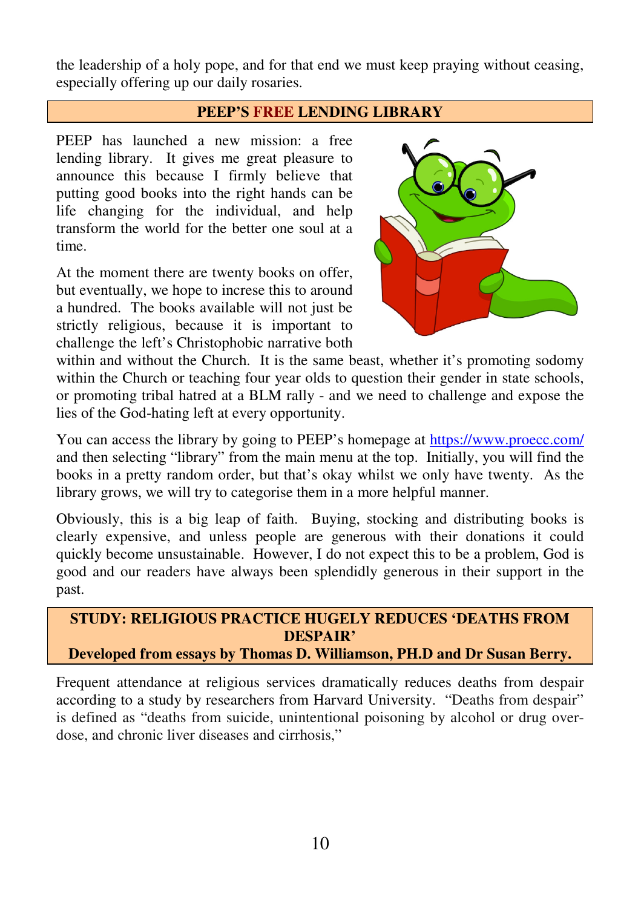the leadership of a holy pope, and for that end we must keep praying without ceasing, especially offering up our daily rosaries.

## PEEP'S FREE LENDING LIBRARY

PEEP has launched a new mission: a free lending library. It gives me great pleasure to announce this because I firmly believe that putting good books into the right hands can be life changing for the individual, and help transform the world for the better one soul at a time.

At the moment there are twenty books on offer, but eventually, we hope to increse this to around a hundred. The books available will not just be strictly religious, because it is important to challenge the left's Christophobic narrative both within and without the Church. It is the same beast, whether it's promoting sodomy within the Church or teaching four year olds to question their gender in state schools, or promoting tribal hatred at a BLM rally - and we need to challenge and expose the lies of the God-hating left at every opportunity.

You can access the library by going to PEEP's homepage at https://www.proecc.com/ and then selecting "library" from the main menu at the top. Initially, you will find the books in a pretty random order, but that's okay whilst we only have twenty. As the library grows, we will try to categorise them in a more helpful manner.

Obviously, this is a big leap of faith. Buying, stocking and distributing books is clearly expensive, and unless people are generous with their donations it could quickly become unsustainable. However, I do not expect this to be a problem, God is good and our readers have always been splendidly generous in their support in the past.

## STUDY: RELIGIOUS PRACTICE HUGELY REDUCES 'DEATHS FROM DESPAIR'

**Developed from essays by Thomas D. Williamson, PH.D and Dr Susan Berry.**

Frequent attendance at religious services dramatically reduces deaths from despair according to a study by researchers from Harvard University. "Deaths from despair" is defined as "deaths from suicide, unintentional poisoning by alcohol or drug over-dose, and chronic liver diseases and cirrhosis,"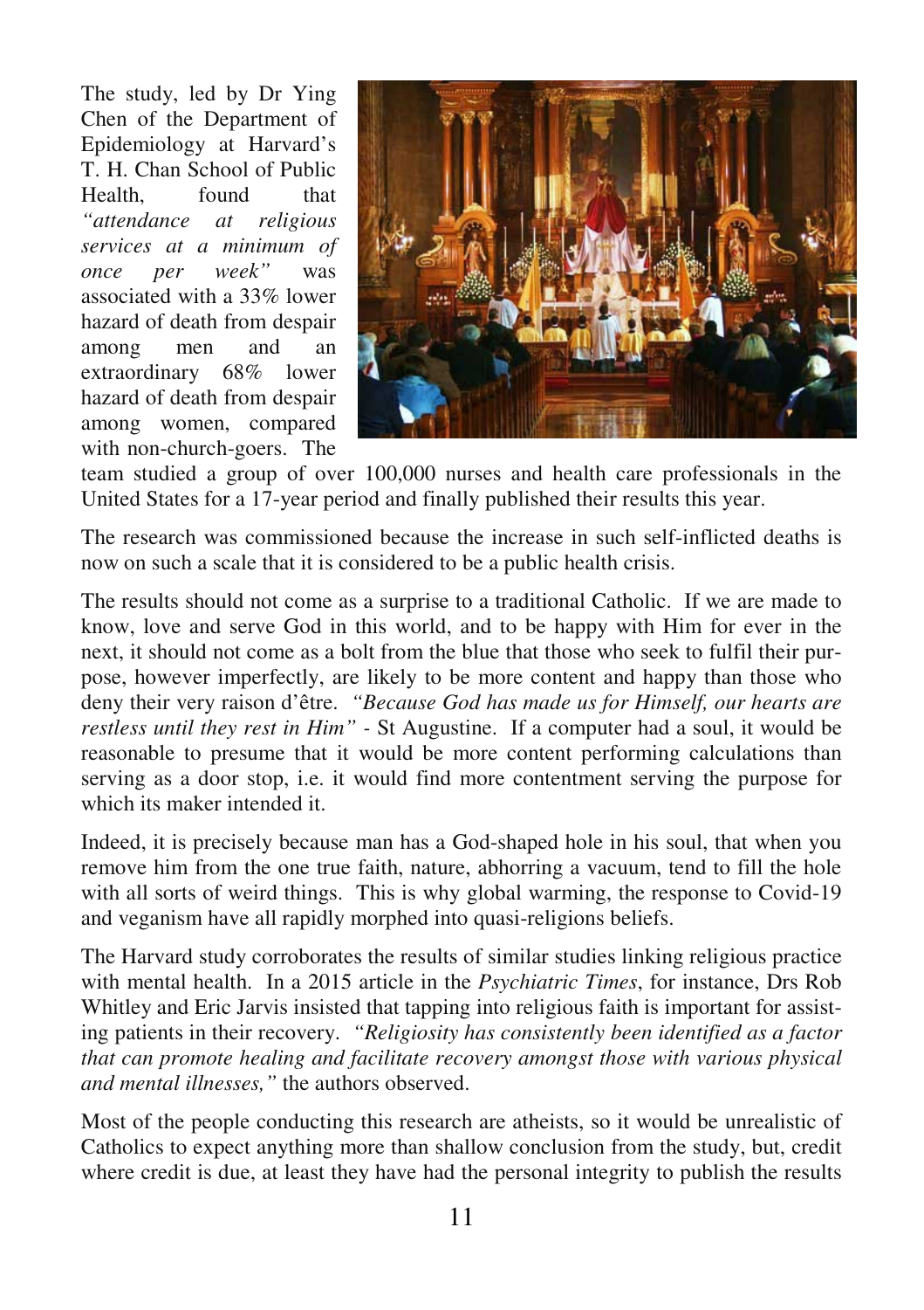The study, led by Dr Ying Chen of the Department of Epidemiology at Harvard's T. H. Chan School of Public Health, found that *"attendance at religious services at a minimum of once per week"* was associated with a 33% lower hazard of death from despair among men and an extraordinary 68% lower hazard of death from despair among women, compared with non-church-goers. The team studied a group of over 100,000 nurses and health care professionals in the United States for a 17-year period and finally published their results this year.

The research was commissioned because the increase in such self-inflicted deaths is now on such a scale that it is considered to be a public health crisis.

The results should not come as a surprise to a traditional Catholic. If we are made to know, love and serve God in this world, and to be happy with Him for ever in the next, it should not come as a bolt from the blue that those who seek to fulfil their purpose, however imperfectly, are likely to be more content and happy than those who deny their very raison d'être. *"Because God has made us for Himself, our hearts are restless until they rest in Him"* - St Augustine. If a computer had a soul, it would be reasonable to presume that it would be more content performing calculations than serving as a door stop, i.e. it would find more contentment serving the purpose for which its maker intended it.

Indeed, it is precisely because man has a God-shaped hole in his soul, that when you remove him from the one true faith, nature, abhorring a vacuum, tend to fill the hole with all sorts of weird things. This is why global warming, the response to Covid-19 and veganism have all rapidly morphed into quasi-religions beliefs.

The Harvard study corroborates the results of similar studies linking religious practice with mental health. In a 2015 article in the *Psychiatric Times*, for instance, Drs Rob Whitley and Eric Jarvis insisted that tapping into religious faith is important for assisting patients in their recovery. *"Religiosity has consistently been identified as a factor that can promote healing and facilitate recovery amongst those with various physical and mental illnesses,"* the authors observed.

Most of the people conducting this research are atheists, so it would be unrealistic of Catholics to expect anything more than shallow conclusion from the study, but, credit where credit is due, at least they have had the personal integrity to publish the results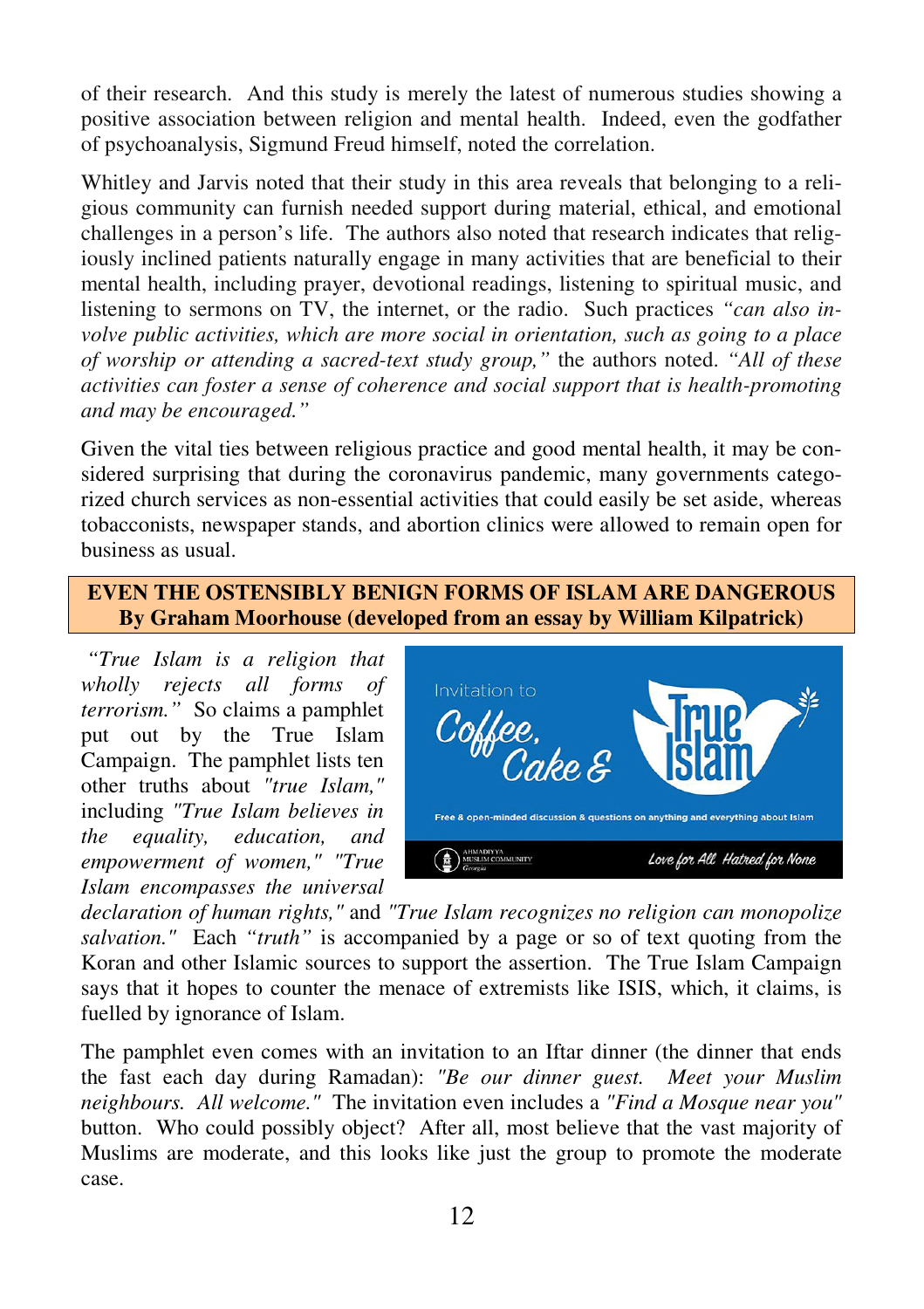of their research. And this study is merely the latest of numerous studies showing a positive association between religion and mental health. Indeed, even the godfather of psychoanalysis, Sigmund Freud himself, noted the correlation.

Whitley and Jarvis noted that their study in this area reveals that belonging to a religious community can furnish needed support during material, ethical, and emotional challenges in a person's life. The authors also noted that research indicates that religiously inclined patients naturally engage in many activities that are beneficial to their mental health, including prayer, devotional readings, listening to spiritual music, and listening to sermons on TV, the internet, or the radio. Such practices *"can also involve public activities, which are more social in orientation, such as going to a place of worship or attending a sacred-text study group,"* the authors noted. *"All of these activities can foster a sense of coherence and social support that is health-promoting and may be encouraged."*

Given the vital ties between religious practice and good mental health, it may be considered surprising that during the coronavirus pandemic, many governments categorized church services as non-essential activities that could easily be set aside, whereas tobacconists, newspaper stands, and abortion clinics were allowed to remain open for business as usual.

## EVEN THE OSTENSIBLY BENIGN FORMS OF ISLAM ARE DANGEROUS
**By Graham Moorhouse (developed from an essay by William Kilpatrick)**

*"True Islam is a religion that wholly rejects all forms of terrorism."* So claims a pamphlet put out by the True Islam Campaign. The pamphlet lists ten other truths about *"true Islam,"* including *"True Islam believes in the equality, education, and empowerment of women," "True Islam encompasses the universal declaration of human rights,"* and *"True Islam recognizes no religion can monopolize salvation."* Each *"truth"* is accompanied by a page or so of text quoting from the Koran and other Islamic sources to support the assertion. The True Islam Campaign says that it hopes to counter the menace of extremists like ISIS, which, it claims, is fuelled by ignorance of Islam.

The pamphlet even comes with an invitation to an Iftar dinner (the dinner that ends the fast each day during Ramadan): *"Be our dinner guest. Meet your Muslim neighbours. All welcome."* The invitation even includes a *"Find a Mosque near you"* button. Who could possibly object? After all, most believe that the vast majority of Muslims are moderate, and this looks like just the group to promote the moderate case.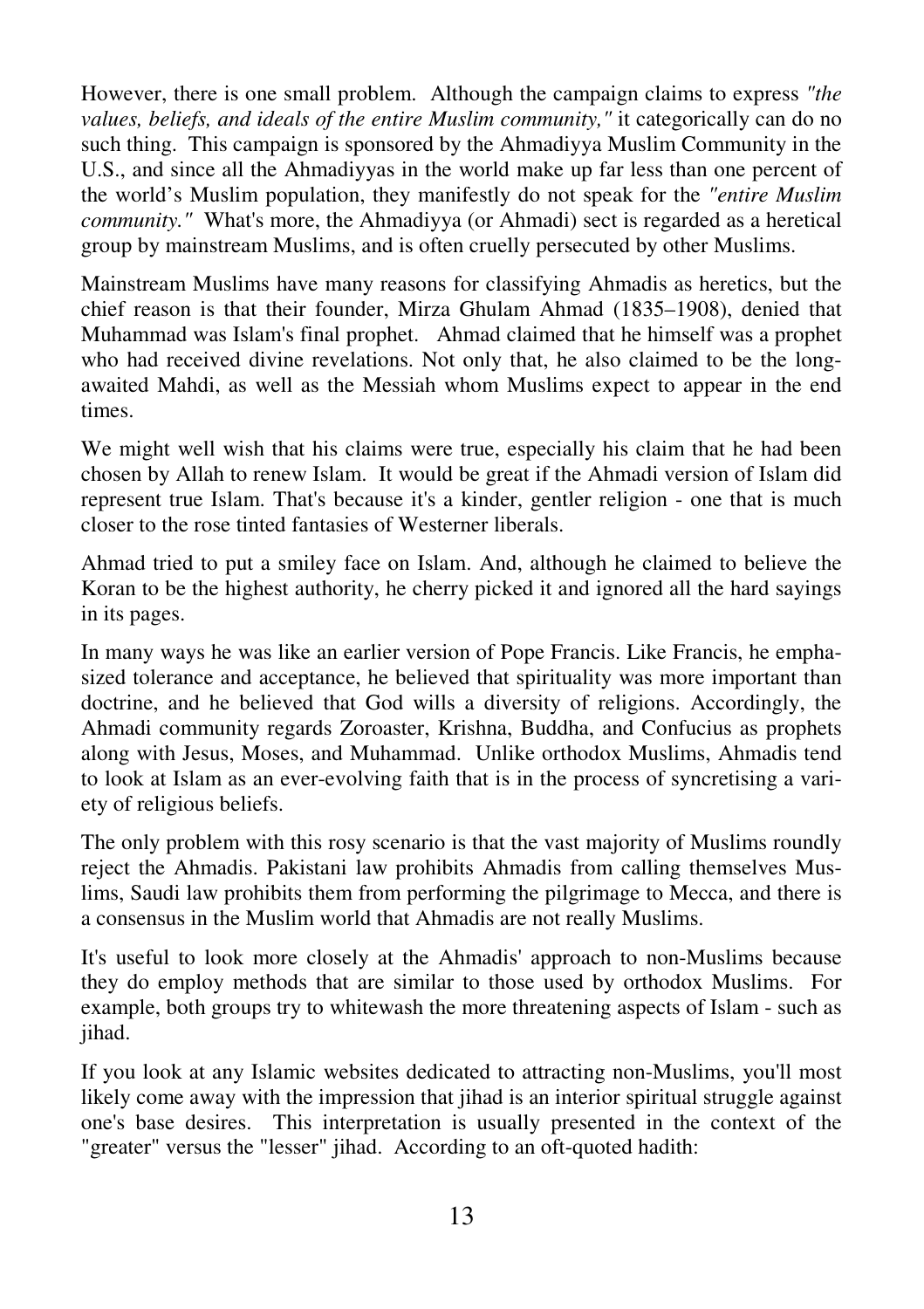However, there is one small problem. Although the campaign claims to express *"the values, beliefs, and ideals of the entire Muslim community,"* it categorically can do no such thing. This campaign is sponsored by the Ahmadiyya Muslim Community in the U.S., and since all the Ahmadiyyas in the world make up far less than one percent of the world's Muslim population, they manifestly do not speak for the *"entire Muslim community."* What's more, the Ahmadiyya (or Ahmadi) sect is regarded as a heretical group by mainstream Muslims, and is often cruelly persecuted by other Muslims.

Mainstream Muslims have many reasons for classifying Ahmadis as heretics, but the chief reason is that their founder, Mirza Ghulam Ahmad (1835–1908), denied that Muhammad was Islam's final prophet. Ahmad claimed that he himself was a prophet who had received divine revelations. Not only that, he also claimed to be the long-awaited Mahdi, as well as the Messiah whom Muslims expect to appear in the end times.

We might well wish that his claims were true, especially his claim that he had been chosen by Allah to renew Islam. It would be great if the Ahmadi version of Islam did represent true Islam. That's because it's a kinder, gentler religion - one that is much closer to the rose tinted fantasies of Westerner liberals.

Ahmad tried to put a smiley face on Islam. And, although he claimed to believe the Koran to be the highest authority, he cherry picked it and ignored all the hard sayings in its pages.

In many ways he was like an earlier version of Pope Francis. Like Francis, he emphasized tolerance and acceptance, he believed that spirituality was more important than doctrine, and he believed that God wills a diversity of religions. Accordingly, the Ahmadi community regards Zoroaster, Krishna, Buddha, and Confucius as prophets along with Jesus, Moses, and Muhammad. Unlike orthodox Muslims, Ahmadis tend to look at Islam as an ever-evolving faith that is in the process of syncretising a variety of religious beliefs.

The only problem with this rosy scenario is that the vast majority of Muslims roundly reject the Ahmadis. Pakistani law prohibits Ahmadis from calling themselves Muslims, Saudi law prohibits them from performing the pilgrimage to Mecca, and there is a consensus in the Muslim world that Ahmadis are not really Muslims.

It's useful to look more closely at the Ahmadis' approach to non-Muslims because they do employ methods that are similar to those used by orthodox Muslims. For example, both groups try to whitewash the more threatening aspects of Islam - such as jihad.

If you look at any Islamic websites dedicated to attracting non-Muslims, you'll most likely come away with the impression that jihad is an interior spiritual struggle against one's base desires. This interpretation is usually presented in the context of the "greater" versus the "lesser" jihad. According to an oft-quoted hadith: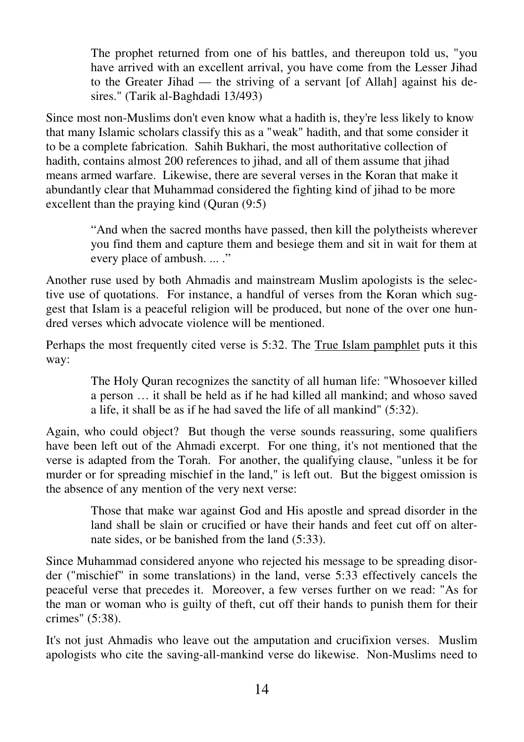> The prophet returned from one of his battles, and thereupon told us, "you have arrived with an excellent arrival, you have come from the Lesser Jihad to the Greater Jihad — the striving of a servant [of Allah] against his desires." (Tarik al-Baghdadi 13/493)

Since most non-Muslims don't even know what a hadith is, they're less likely to know that many Islamic scholars classify this as a "weak" hadith, and that some consider it to be a complete fabrication. Sahih Bukhari, the most authoritative collection of hadith, contains almost 200 references to jihad, and all of them assume that jihad means armed warfare. Likewise, there are several verses in the Koran that make it abundantly clear that Muhammad considered the fighting kind of jihad to be more excellent than the praying kind (Quran (9:5)

> “And when the sacred months have passed, then kill the polytheists wherever you find them and capture them and besiege them and sit in wait for them at every place of ambush. ... .”

Another ruse used by both Ahmadis and mainstream Muslim apologists is the selective use of quotations. For instance, a handful of verses from the Koran which suggest that Islam is a peaceful religion will be produced, but none of the over one hundred verses which advocate violence will be mentioned.

Perhaps the most frequently cited verse is 5:32. The True Islam pamphlet puts it this way:

> The Holy Quran recognizes the sanctity of all human life: "Whosoever killed a person … it shall be held as if he had killed all mankind; and whoso saved a life, it shall be as if he had saved the life of all mankind" (5:32).

Again, who could object? But though the verse sounds reassuring, some qualifiers have been left out of the Ahmadi excerpt. For one thing, it's not mentioned that the verse is adapted from the Torah. For another, the qualifying clause, "unless it be for murder or for spreading mischief in the land," is left out. But the biggest omission is the absence of any mention of the very next verse:

> Those that make war against God and His apostle and spread disorder in the land shall be slain or crucified or have their hands and feet cut off on alternate sides, or be banished from the land (5:33).

Since Muhammad considered anyone who rejected his message to be spreading disorder ("mischief" in some translations) in the land, verse 5:33 effectively cancels the peaceful verse that precedes it. Moreover, a few verses further on we read: "As for the man or woman who is guilty of theft, cut off their hands to punish them for their crimes" (5:38).

It's not just Ahmadis who leave out the amputation and crucifixion verses. Muslim apologists who cite the saving-all-mankind verse do likewise. Non-Muslims need to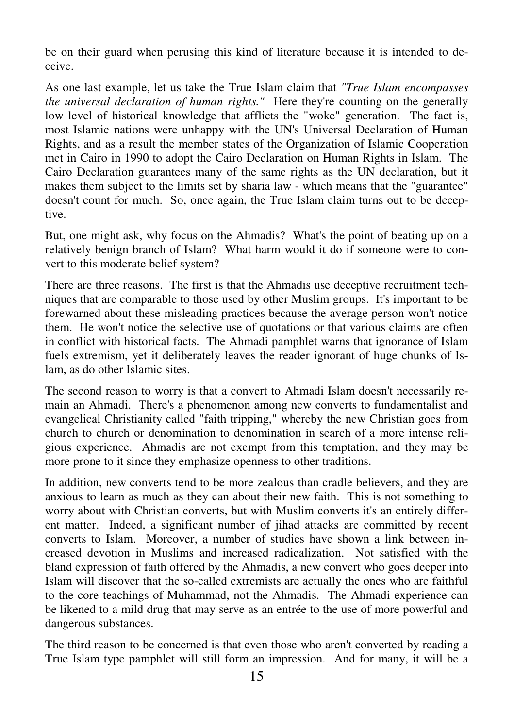be on their guard when perusing this kind of literature because it is intended to deceive.

As one last example, let us take the True Islam claim that *"True Islam encompasses the universal declaration of human rights."* Here they're counting on the generally low level of historical knowledge that afflicts the "woke" generation. The fact is, most Islamic nations were unhappy with the UN's Universal Declaration of Human Rights, and as a result the member states of the Organization of Islamic Cooperation met in Cairo in 1990 to adopt the Cairo Declaration on Human Rights in Islam. The Cairo Declaration guarantees many of the same rights as the UN declaration, but it makes them subject to the limits set by sharia law - which means that the "guarantee" doesn't count for much. So, once again, the True Islam claim turns out to be deceptive.

But, one might ask, why focus on the Ahmadis? What's the point of beating up on a relatively benign branch of Islam? What harm would it do if someone were to convert to this moderate belief system?

There are three reasons. The first is that the Ahmadis use deceptive recruitment techniques that are comparable to those used by other Muslim groups. It's important to be forewarned about these misleading practices because the average person won't notice them. He won't notice the selective use of quotations or that various claims are often in conflict with historical facts. The Ahmadi pamphlet warns that ignorance of Islam fuels extremism, yet it deliberately leaves the reader ignorant of huge chunks of Islam, as do other Islamic sites.

The second reason to worry is that a convert to Ahmadi Islam doesn't necessarily remain an Ahmadi. There's a phenomenon among new converts to fundamentalist and evangelical Christianity called "faith tripping," whereby the new Christian goes from church to church or denomination to denomination in search of a more intense religious experience. Ahmadis are not exempt from this temptation, and they may be more prone to it since they emphasize openness to other traditions.

In addition, new converts tend to be more zealous than cradle believers, and they are anxious to learn as much as they can about their new faith. This is not something to worry about with Christian converts, but with Muslim converts it's an entirely different matter. Indeed, a significant number of jihad attacks are committed by recent converts to Islam. Moreover, a number of studies have shown a link between increased devotion in Muslims and increased radicalization. Not satisfied with the bland expression of faith offered by the Ahmadis, a new convert who goes deeper into Islam will discover that the so-called extremists are actually the ones who are faithful to the core teachings of Muhammad, not the Ahmadis. The Ahmadi experience can be likened to a mild drug that may serve as an entrée to the use of more powerful and dangerous substances.

The third reason to be concerned is that even those who aren't converted by reading a True Islam type pamphlet will still form an impression. And for many, it will be a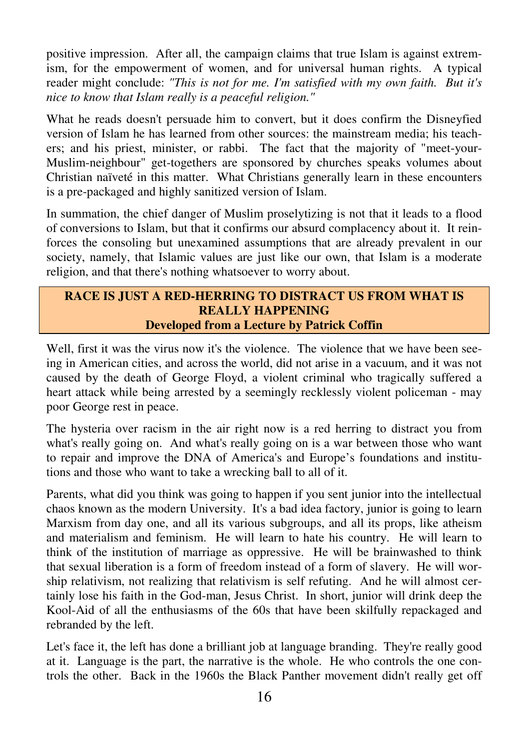positive impression. After all, the campaign claims that true Islam is against extremism, for the empowerment of women, and for universal human rights. A typical reader might conclude: *"This is not for me. I'm satisfied with my own faith. But it's nice to know that Islam really is a peaceful religion."*

What he reads doesn't persuade him to convert, but it does confirm the Disneyfied version of Islam he has learned from other sources: the mainstream media; his teachers; and his priest, minister, or rabbi. The fact that the majority of "meet-your-Muslim-neighbour" get-togethers are sponsored by churches speaks volumes about Christian naïveté in this matter. What Christians generally learn in these encounters is a pre-packaged and highly sanitized version of Islam.

In summation, the chief danger of Muslim proselytizing is not that it leads to a flood of conversions to Islam, but that it confirms our absurd complacency about it. It reinforces the consoling but unexamined assumptions that are already prevalent in our society, namely, that Islamic values are just like our own, that Islam is a moderate religion, and that there's nothing whatsoever to worry about.

## RACE IS JUST A RED-HERRING TO DISTRACT US FROM WHAT IS REALLY HAPPENING
**Developed from a Lecture by Patrick Coffin**

Well, first it was the virus now it's the violence. The violence that we have been seeing in American cities, and across the world, did not arise in a vacuum, and it was not caused by the death of George Floyd, a violent criminal who tragically suffered a heart attack while being arrested by a seemingly recklessly violent policeman - may poor George rest in peace.

The hysteria over racism in the air right now is a red herring to distract you from what's really going on. And what's really going on is a war between those who want to repair and improve the DNA of America's and Europe's foundations and institutions and those who want to take a wrecking ball to all of it.

Parents, what did you think was going to happen if you sent junior into the intellectual chaos known as the modern University. It's a bad idea factory, junior is going to learn Marxism from day one, and all its various subgroups, and all its props, like atheism and materialism and feminism. He will learn to hate his country. He will learn to think of the institution of marriage as oppressive. He will be brainwashed to think that sexual liberation is a form of freedom instead of a form of slavery. He will worship relativism, not realizing that relativism is self refuting. And he will almost certainly lose his faith in the God-man, Jesus Christ. In short, junior will drink deep the Kool-Aid of all the enthusiasms of the 60s that have been skilfully repackaged and rebranded by the left.

Let's face it, the left has done a brilliant job at language branding. They're really good at it. Language is the part, the narrative is the whole. He who controls the one controls the other. Back in the 1960s the Black Panther movement didn't really get off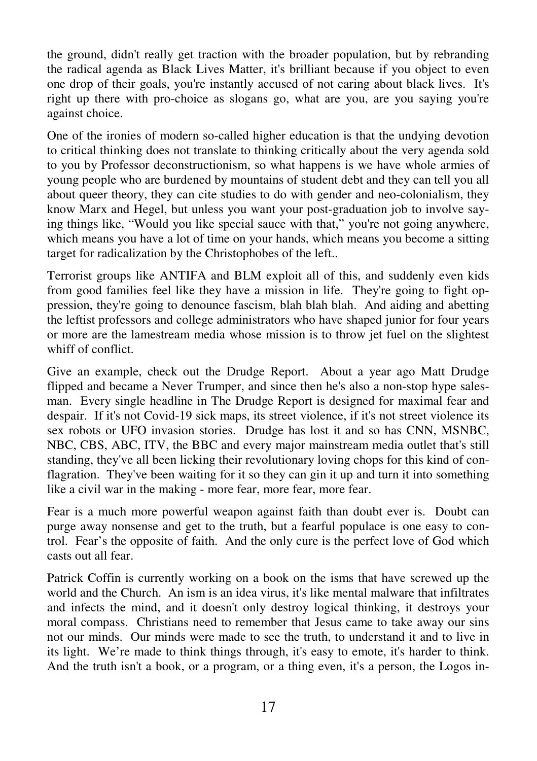the ground, didn't really get traction with the broader population, but by rebranding the radical agenda as Black Lives Matter, it's brilliant because if you object to even one drop of their goals, you're instantly accused of not caring about black lives. It's right up there with pro-choice as slogans go, what are you, are you saying you're against choice.

One of the ironies of modern so-called higher education is that the undying devotion to critical thinking does not translate to thinking critically about the very agenda sold to you by Professor deconstructionism, so what happens is we have whole armies of young people who are burdened by mountains of student debt and they can tell you all about queer theory, they can cite studies to do with gender and neo-colonialism, they know Marx and Hegel, but unless you want your post-graduation job to involve saying things like, "Would you like special sauce with that," you're not going anywhere, which means you have a lot of time on your hands, which means you become a sitting target for radicalization by the Christophobes of the left..

Terrorist groups like ANTIFA and BLM exploit all of this, and suddenly even kids from good families feel like they have a mission in life. They're going to fight oppression, they're going to denounce fascism, blah blah blah. And aiding and abetting the leftist professors and college administrators who have shaped junior for four years or more are the lamestream media whose mission is to throw jet fuel on the slightest whiff of conflict.

Give an example, check out the Drudge Report. About a year ago Matt Drudge flipped and became a Never Trumper, and since then he's also a non-stop hype salesman. Every single headline in The Drudge Report is designed for maximal fear and despair. If it's not Covid-19 sick maps, its street violence, if it's not street violence its sex robots or UFO invasion stories. Drudge has lost it and so has CNN, MSNBC, NBC, CBS, ABC, ITV, the BBC and every major mainstream media outlet that's still standing, they've all been licking their revolutionary loving chops for this kind of conflagration. They've been waiting for it so they can gin it up and turn it into something like a civil war in the making - more fear, more fear, more fear.

Fear is a much more powerful weapon against faith than doubt ever is. Doubt can purge away nonsense and get to the truth, but a fearful populace is one easy to control. Fear's the opposite of faith. And the only cure is the perfect love of God which casts out all fear.

Patrick Coffin is currently working on a book on the isms that have screwed up the world and the Church. An ism is an idea virus, it's like mental malware that infiltrates and infects the mind, and it doesn't only destroy logical thinking, it destroys your moral compass. Christians need to remember that Jesus came to take away our sins not our minds. Our minds were made to see the truth, to understand it and to live in its light. We're made to think things through, it's easy to emote, it's harder to think. And the truth isn't a book, or a program, or a thing even, it's a person, the Logos in-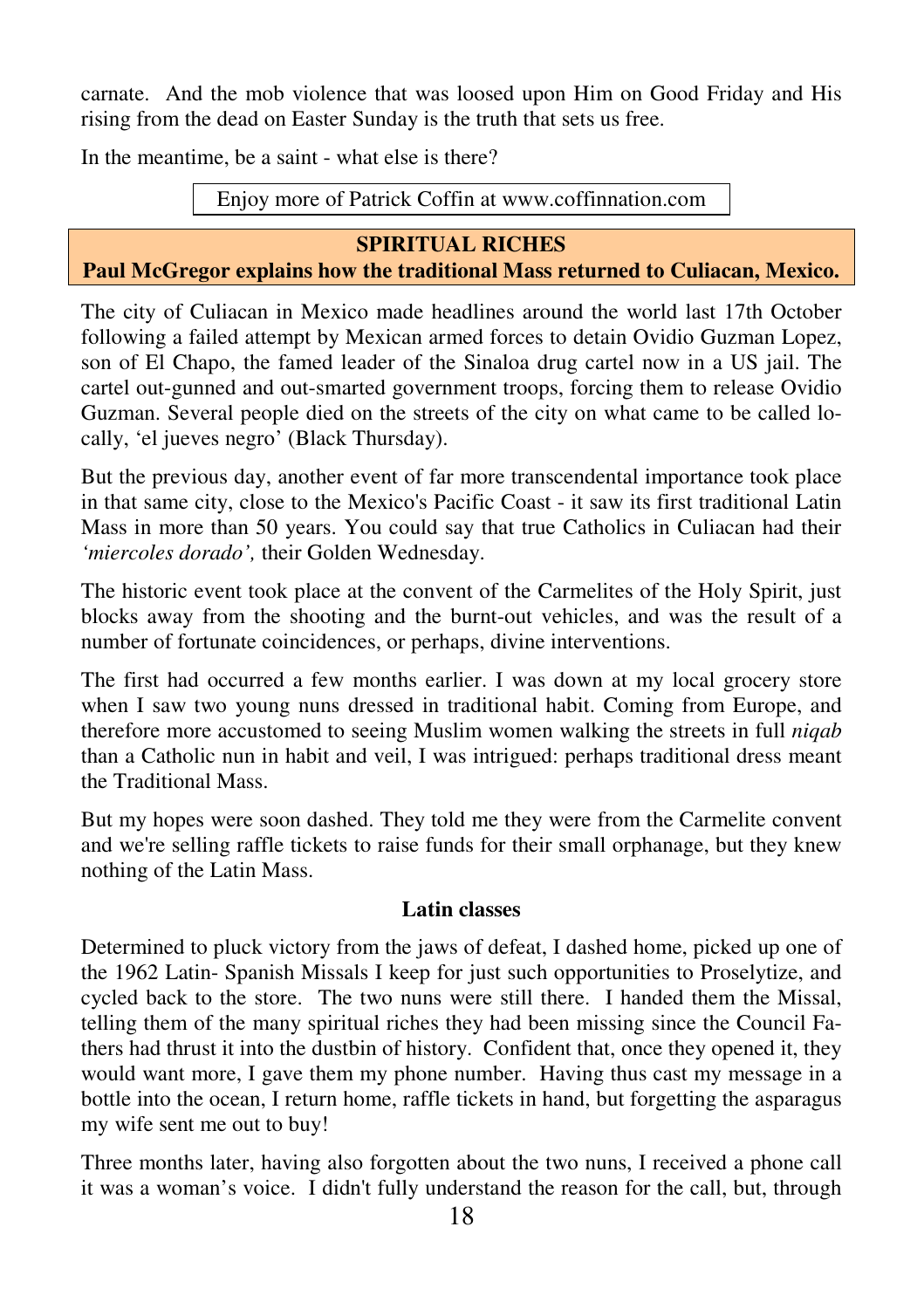carnate. And the mob violence that was loosed upon Him on Good Friday and His rising from the dead on Easter Sunday is the truth that sets us free.

In the meantime, be a saint - what else is there?

Enjoy more of Patrick Coffin at www.coffinnation.com

## SPIRITUAL RICHES

**Paul McGregor explains how the traditional Mass returned to Culiacan, Mexico.**

The city of Culiacan in Mexico made headlines around the world last 17th October following a failed attempt by Mexican armed forces to detain Ovidio Guzman Lopez, son of El Chapo, the famed leader of the Sinaloa drug cartel now in a US jail. The cartel out-gunned and out-smarted government troops, forcing them to release Ovidio Guzman. Several people died on the streets of the city on what came to be called locally, 'el jueves negro' (Black Thursday).

But the previous day, another event of far more transcendental importance took place in that same city, close to the Mexico's Pacific Coast - it saw its first traditional Latin Mass in more than 50 years. You could say that true Catholics in Culiacan had their *'miercoles dorado',* their Golden Wednesday.

The historic event took place at the convent of the Carmelites of the Holy Spirit, just blocks away from the shooting and the burnt-out vehicles, and was the result of a number of fortunate coincidences, or perhaps, divine interventions.

The first had occurred a few months earlier. I was down at my local grocery store when I saw two young nuns dressed in traditional habit. Coming from Europe, and therefore more accustomed to seeing Muslim women walking the streets in full *niqab* than a Catholic nun in habit and veil, I was intrigued: perhaps traditional dress meant the Traditional Mass.

But my hopes were soon dashed. They told me they were from the Carmelite convent and we're selling raffle tickets to raise funds for their small orphanage, but they knew nothing of the Latin Mass.

### Latin classes

Determined to pluck victory from the jaws of defeat, I dashed home, picked up one of the 1962 Latin- Spanish Missals I keep for just such opportunities to Proselytize, and cycled back to the store. The two nuns were still there. I handed them the Missal, telling them of the many spiritual riches they had been missing since the Council Fathers had thrust it into the dustbin of history. Confident that, once they opened it, they would want more, I gave them my phone number. Having thus cast my message in a bottle into the ocean, I return home, raffle tickets in hand, but forgetting the asparagus my wife sent me out to buy!

Three months later, having also forgotten about the two nuns, I received a phone call it was a woman's voice. I didn't fully understand the reason for the call, but, through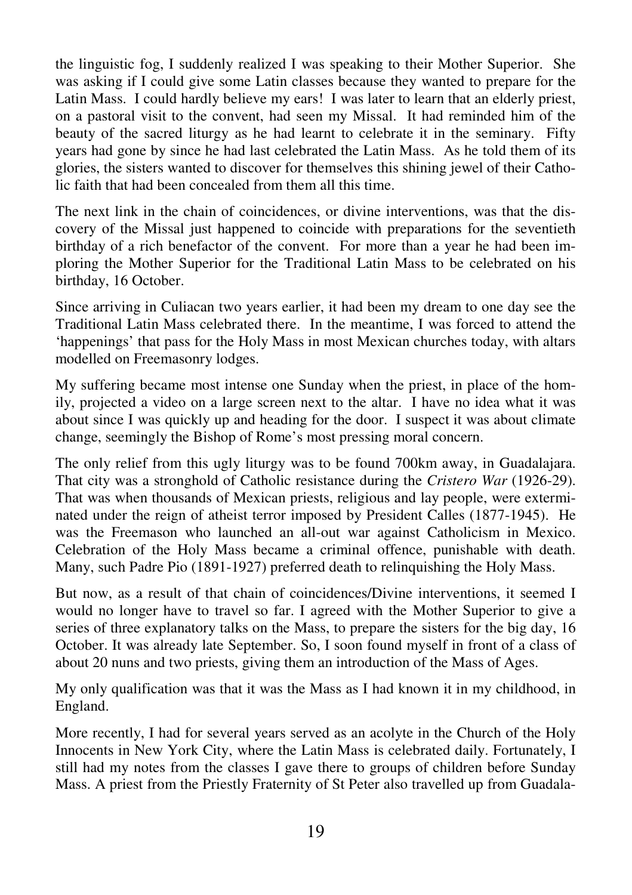the linguistic fog, I suddenly realized I was speaking to their Mother Superior. She was asking if I could give some Latin classes because they wanted to prepare for the Latin Mass. I could hardly believe my ears! I was later to learn that an elderly priest, on a pastoral visit to the convent, had seen my Missal. It had reminded him of the beauty of the sacred liturgy as he had learnt to celebrate it in the seminary. Fifty years had gone by since he had last celebrated the Latin Mass. As he told them of its glories, the sisters wanted to discover for themselves this shining jewel of their Catholic faith that had been concealed from them all this time.

The next link in the chain of coincidences, or divine interventions, was that the discovery of the Missal just happened to coincide with preparations for the seventieth birthday of a rich benefactor of the convent. For more than a year he had been imploring the Mother Superior for the Traditional Latin Mass to be celebrated on his birthday, 16 October.

Since arriving in Culiacan two years earlier, it had been my dream to one day see the Traditional Latin Mass celebrated there. In the meantime, I was forced to attend the 'happenings' that pass for the Holy Mass in most Mexican churches today, with altars modelled on Freemasonry lodges.

My suffering became most intense one Sunday when the priest, in place of the homily, projected a video on a large screen next to the altar. I have no idea what it was about since I was quickly up and heading for the door. I suspect it was about climate change, seemingly the Bishop of Rome's most pressing moral concern.

The only relief from this ugly liturgy was to be found 700km away, in Guadalajara. That city was a stronghold of Catholic resistance during the *Cristero War* (1926-29). That was when thousands of Mexican priests, religious and lay people, were exterminated under the reign of atheist terror imposed by President Calles (1877-1945). He was the Freemason who launched an all-out war against Catholicism in Mexico. Celebration of the Holy Mass became a criminal offence, punishable with death. Many, such Padre Pio (1891-1927) preferred death to relinquishing the Holy Mass.

But now, as a result of that chain of coincidences/Divine interventions, it seemed I would no longer have to travel so far. I agreed with the Mother Superior to give a series of three explanatory talks on the Mass, to prepare the sisters for the big day, 16 October. It was already late September. So, I soon found myself in front of a class of about 20 nuns and two priests, giving them an introduction of the Mass of Ages.

My only qualification was that it was the Mass as I had known it in my childhood, in England.

More recently, I had for several years served as an acolyte in the Church of the Holy Innocents in New York City, where the Latin Mass is celebrated daily. Fortunately, I still had my notes from the classes I gave there to groups of children before Sunday Mass. A priest from the Priestly Fraternity of St Peter also travelled up from Guadala-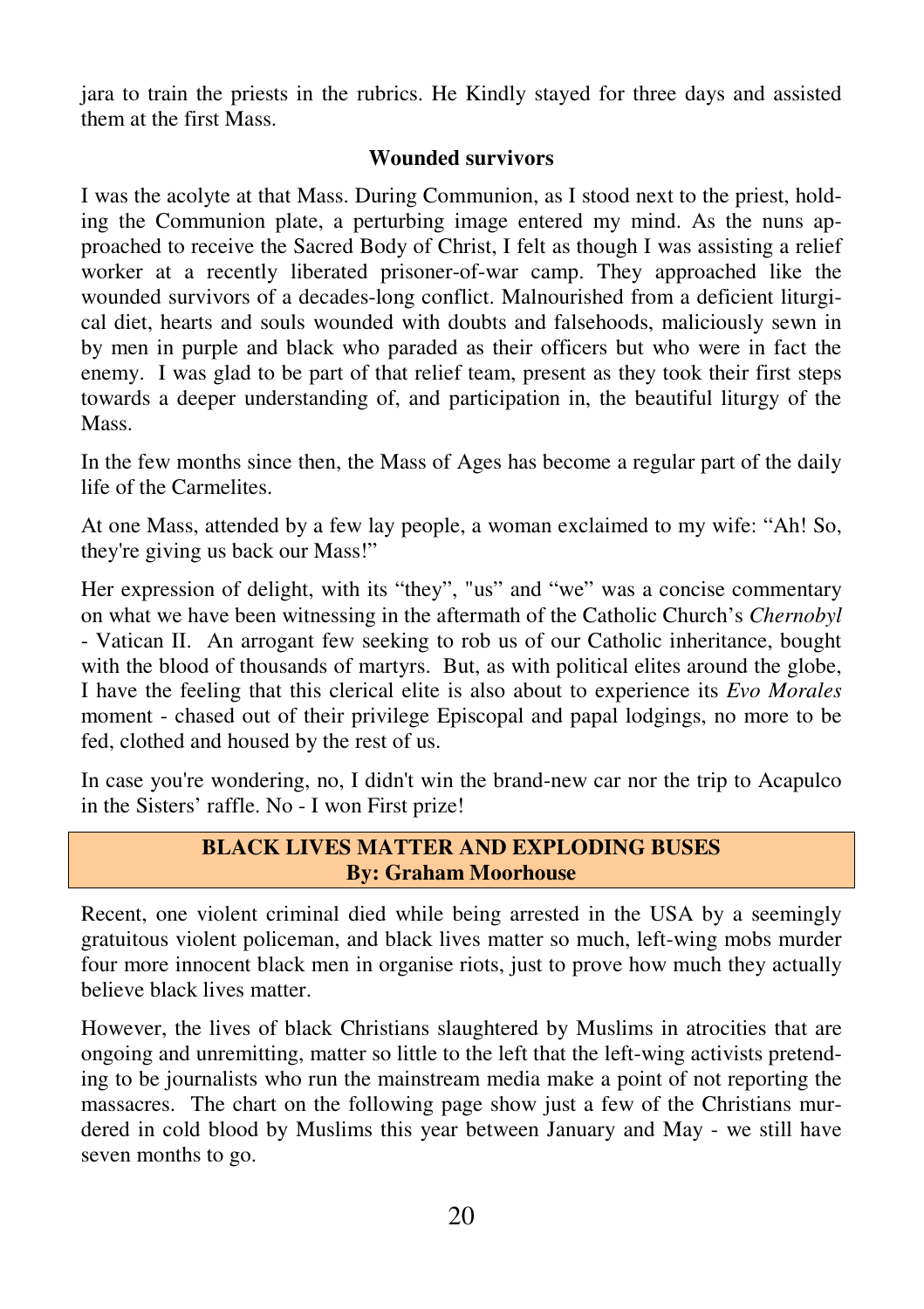jara to train the priests in the rubrics. He Kindly stayed for three days and assisted them at the first Mass.

### Wounded survivors

I was the acolyte at that Mass. During Communion, as I stood next to the priest, holding the Communion plate, a perturbing image entered my mind. As the nuns approached to receive the Sacred Body of Christ, I felt as though I was assisting a relief worker at a recently liberated prisoner-of-war camp. They approached like the wounded survivors of a decades-long conflict. Malnourished from a deficient liturgical diet, hearts and souls wounded with doubts and falsehoods, maliciously sewn in by men in purple and black who paraded as their officers but who were in fact the enemy. I was glad to be part of that relief team, present as they took their first steps towards a deeper understanding of, and participation in, the beautiful liturgy of the Mass.

In the few months since then, the Mass of Ages has become a regular part of the daily life of the Carmelites.

At one Mass, attended by a few lay people, a woman exclaimed to my wife: "Ah! So, they're giving us back our Mass!"

Her expression of delight, with its "they", "us" and "we" was a concise commentary on what we have been witnessing in the aftermath of the Catholic Church's *Chernobyl* - Vatican II. An arrogant few seeking to rob us of our Catholic inheritance, bought with the blood of thousands of martyrs. But, as with political elites around the globe, I have the feeling that this clerical elite is also about to experience its *Evo Morales* moment - chased out of their privilege Episcopal and papal lodgings, no more to be fed, clothed and housed by the rest of us.

In case you're wondering, no, I didn't win the brand-new car nor the trip to Acapulco in the Sisters' raffle. No - I won First prize!

## BLACK LIVES MATTER AND EXPLODING BUSES
**By: Graham Moorhouse**

Recent, one violent criminal died while being arrested in the USA by a seemingly gratuitous violent policeman, and black lives matter so much, left-wing mobs murder four more innocent black men in organise riots, just to prove how much they actually believe black lives matter.

However, the lives of black Christians slaughtered by Muslims in atrocities that are ongoing and unremitting, matter so little to the left that the left-wing activists pretending to be journalists who run the mainstream media make a point of not reporting the massacres. The chart on the following page show just a few of the Christians murdered in cold blood by Muslims this year between January and May - we still have seven months to go.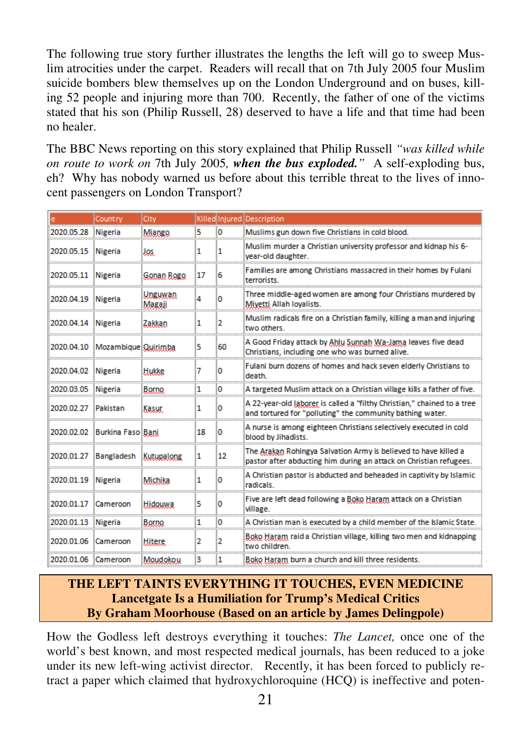The following true story further illustrates the lengths the left will go to sweep Muslim atrocities under the carpet. Readers will recall that on 7th July 2005 four Muslim suicide bombers blew themselves up on the London Underground and on buses, killing 52 people and injuring more than 700. Recently, the father of one of the victims stated that his son (Philip Russell, 28) deserved to have a life and that time had been no healer.

The BBC News reporting on this story explained that Philip Russell *"was killed while on route to work on* 7th July 2005*, **when the bus exploded."*** A self-exploding bus, eh? Why has nobody warned us before about this terrible threat to the lives of innocent passengers on London Transport?

| e | Country | City | Killed | Injured | Description |
|---|---|---|---|---|---|
| 2020.05.28 | Nigeria | Miango | 5 | 0 | Muslims gun down five Christians in cold blood. |
| 2020.05.15 | Nigeria | Jos | 1 | 1 | Muslim murder a Christian university professor and kidnap his 6-year-old daughter. |
| 2020.05.11 | Nigeria | Gonan Rogo | 17 | 6 | Families are among Christians massacred in their homes by Fulani terrorists. |
| 2020.04.19 | Nigeria | Unguwan Magaji | 4 | 0 | Three middle-aged women are among four Christians murdered by Miyetti Allah loyalists. |
| 2020.04.14 | Nigeria | Zakkan | 1 | 2 | Muslim radicals fire on a Christian family, killing a man and injuring two others. |
| 2020.04.10 | Mozambique | Quirimba | 5 | 60 | A Good Friday attack by Ahlu Sunnah Wa-Jama leaves five dead Christians, including one who was burned alive. |
| 2020.04.02 | Nigeria | Hukke | 7 | 0 | Fulani burn dozens of homes and hack seven elderly Christians to death. |
| 2020.03.05 | Nigeria | Borno | 1 | 0 | A targeted Muslim attack on a Christian village kills a father of five. |
| 2020.02.27 | Pakistan | Kasur | 1 | 0 | A 22-year-old laborer is called a "filthy Christian," chained to a tree and tortured for "polluting" the community bathing water. |
| 2020.02.02 | Burkina Faso | Bani | 18 | 0 | A nurse is among eighteen Christians selectively executed in cold blood by Jihadists. |
| 2020.01.27 | Bangladesh | Kutupalong | 1 | 12 | The Arakan Rohingya Salvation Army is believed to have killed a pastor after abducting him during an attack on Christian refugees. |
| 2020.01.19 | Nigeria | Michika | 1 | 0 | A Christian pastor is abducted and beheaded in captivity by Islamic radicals. |
| 2020.01.17 | Cameroon | Hidouwa | 5 | 0 | Five are left dead following a Boko Haram attack on a Christian village. |
| 2020.01.13 | Nigeria | Borno | 1 | 0 | A Christian man is executed by a child member of the Islamic State. |
| 2020.01.06 | Cameroon | Hitere | 2 | 2 | Boko Haram raid a Christian village, killing two men and kidnapping two children. |
| 2020.01.06 | Cameroon | Moudokou | 3 | 1 | Boko Haram burn a church and kill three residents. |

## THE LEFT TAINTS EVERYTHING IT TOUCHES, EVEN MEDICINE
### Lancetgate Is a Humiliation for Trump's Medical Critics
### By Graham Moorhouse (Based on an article by James Delingpole)

How the Godless left destroys everything it touches: *The Lancet,* once one of the world's best known, and most respected medical journals, has been reduced to a joke under its new left-wing activist director. Recently, it has been forced to publicly retract a paper which claimed that hydroxychloroquine (HCQ) is ineffective and poten-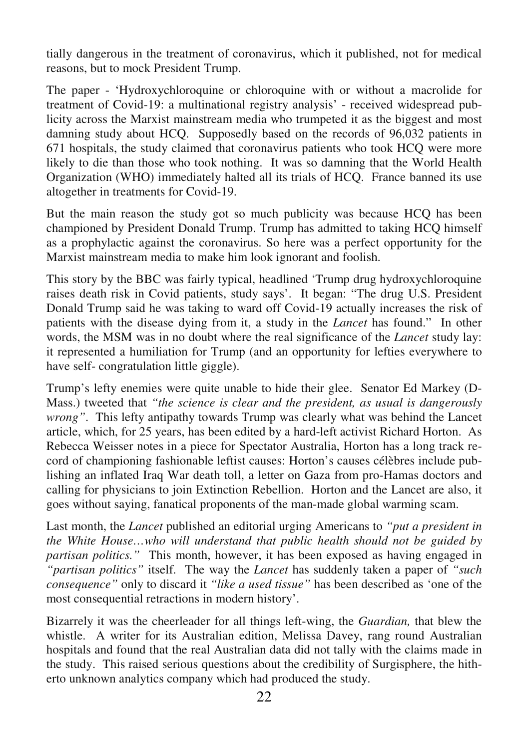tially dangerous in the treatment of coronavirus, which it published, not for medical reasons, but to mock President Trump.

The paper - 'Hydroxychloroquine or chloroquine with or without a macrolide for treatment of Covid-19: a multinational registry analysis' - received widespread publicity across the Marxist mainstream media who trumpeted it as the biggest and most damning study about HCQ. Supposedly based on the records of 96,032 patients in 671 hospitals, the study claimed that coronavirus patients who took HCQ were more likely to die than those who took nothing. It was so damning that the World Health Organization (WHO) immediately halted all its trials of HCQ. France banned its use altogether in treatments for Covid-19.

But the main reason the study got so much publicity was because HCQ has been championed by President Donald Trump. Trump has admitted to taking HCQ himself as a prophylactic against the coronavirus. So here was a perfect opportunity for the Marxist mainstream media to make him look ignorant and foolish.

This story by the BBC was fairly typical, headlined 'Trump drug hydroxychloroquine raises death risk in Covid patients, study says'. It began: "The drug U.S. President Donald Trump said he was taking to ward off Covid-19 actually increases the risk of patients with the disease dying from it, a study in the *Lancet* has found." In other words, the MSM was in no doubt where the real significance of the *Lancet* study lay: it represented a humiliation for Trump (and an opportunity for lefties everywhere to have self- congratulation little giggle).

Trump's lefty enemies were quite unable to hide their glee. Senator Ed Markey (D-Mass.) tweeted that *"the science is clear and the president, as usual is dangerously wrong"*. This lefty antipathy towards Trump was clearly what was behind the Lancet article, which, for 25 years, has been edited by a hard-left activist Richard Horton. As Rebecca Weisser notes in a piece for Spectator Australia, Horton has a long track record of championing fashionable leftist causes: Horton's causes célèbres include publishing an inflated Iraq War death toll, a letter on Gaza from pro-Hamas doctors and calling for physicians to join Extinction Rebellion. Horton and the Lancet are also, it goes without saying, fanatical proponents of the man-made global warming scam.

Last month, the *Lancet* published an editorial urging Americans to *"put a president in the White House…who will understand that public health should not be guided by partisan politics."* This month, however, it has been exposed as having engaged in *"partisan politics"* itself. The way the *Lancet* has suddenly taken a paper of *"such consequence"* only to discard it *"like a used tissue"* has been described as 'one of the most consequential retractions in modern history'.

Bizarrely it was the cheerleader for all things left-wing, the *Guardian,* that blew the whistle. A writer for its Australian edition, Melissa Davey, rang round Australian hospitals and found that the real Australian data did not tally with the claims made in the study. This raised serious questions about the credibility of Surgisphere, the hitherto unknown analytics company which had produced the study.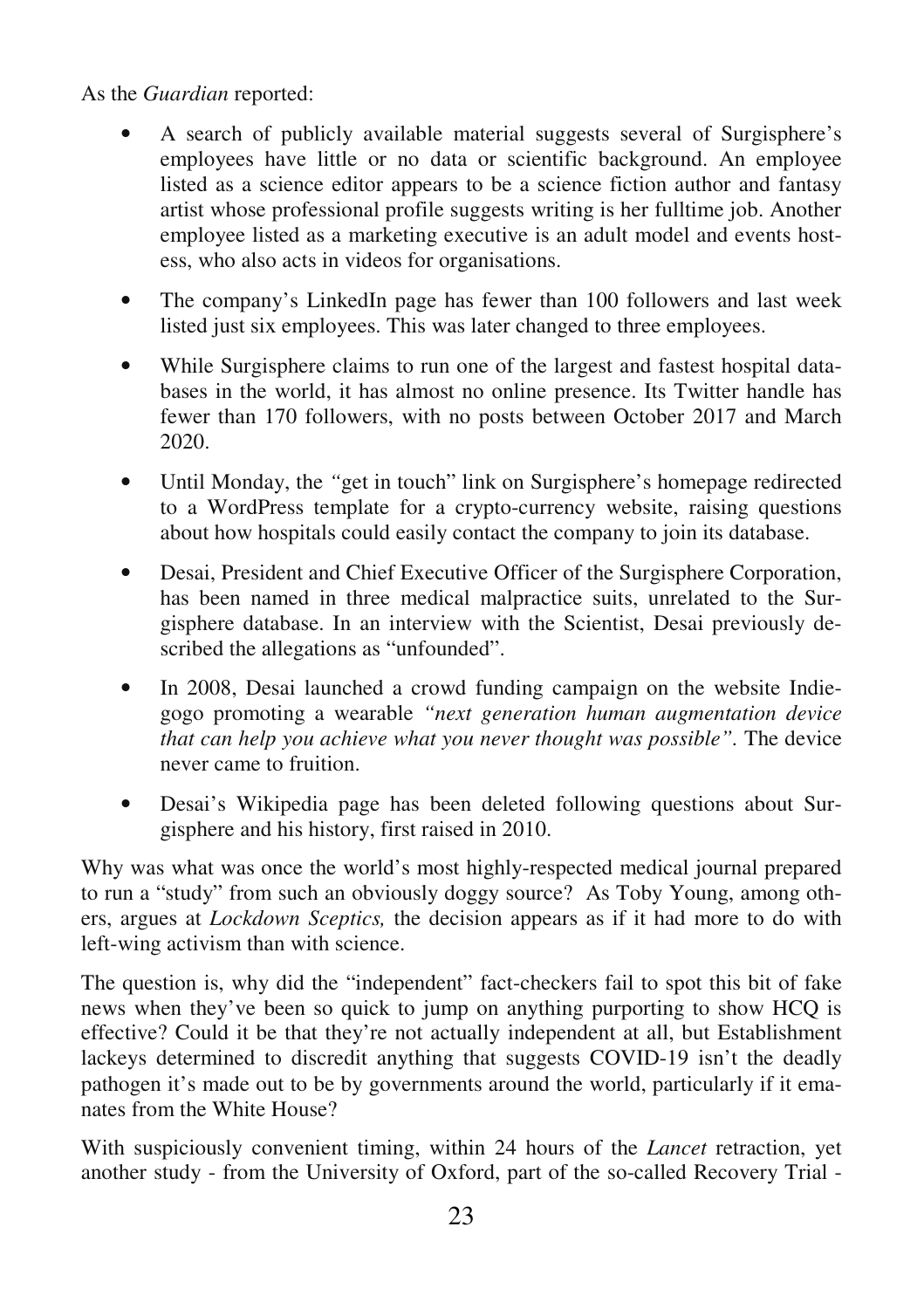As the *Guardian* reported:

- A search of publicly available material suggests several of Surgisphere's employees have little or no data or scientific background. An employee listed as a science editor appears to be a science fiction author and fantasy artist whose professional profile suggests writing is her fulltime job. Another employee listed as a marketing executive is an adult model and events hostess, who also acts in videos for organisations.
- The company's LinkedIn page has fewer than 100 followers and last week listed just six employees. This was later changed to three employees.
- While Surgisphere claims to run one of the largest and fastest hospital databases in the world, it has almost no online presence. Its Twitter handle has fewer than 170 followers, with no posts between October 2017 and March 2020.
- Until Monday, the "get in touch" link on Surgisphere's homepage redirected to a WordPress template for a crypto-currency website, raising questions about how hospitals could easily contact the company to join its database.
- Desai, President and Chief Executive Officer of the Surgisphere Corporation, has been named in three medical malpractice suits, unrelated to the Surgisphere database. In an interview with the Scientist, Desai previously described the allegations as "unfounded".
- In 2008, Desai launched a crowd funding campaign on the website Indiegogo promoting a wearable *"next generation human augmentation device that can help you achieve what you never thought was possible"*. The device never came to fruition.
- Desai's Wikipedia page has been deleted following questions about Surgisphere and his history, first raised in 2010.

Why was what was once the world's most highly-respected medical journal prepared to run a "study" from such an obviously doggy source? As Toby Young, among others, argues at *Lockdown Sceptics,* the decision appears as if it had more to do with left-wing activism than with science.

The question is, why did the "independent" fact-checkers fail to spot this bit of fake news when they've been so quick to jump on anything purporting to show HCQ is effective? Could it be that they're not actually independent at all, but Establishment lackeys determined to discredit anything that suggests COVID-19 isn't the deadly pathogen it's made out to be by governments around the world, particularly if it emanates from the White House?

With suspiciously convenient timing, within 24 hours of the *Lancet* retraction, yet another study - from the University of Oxford, part of the so-called Recovery Trial -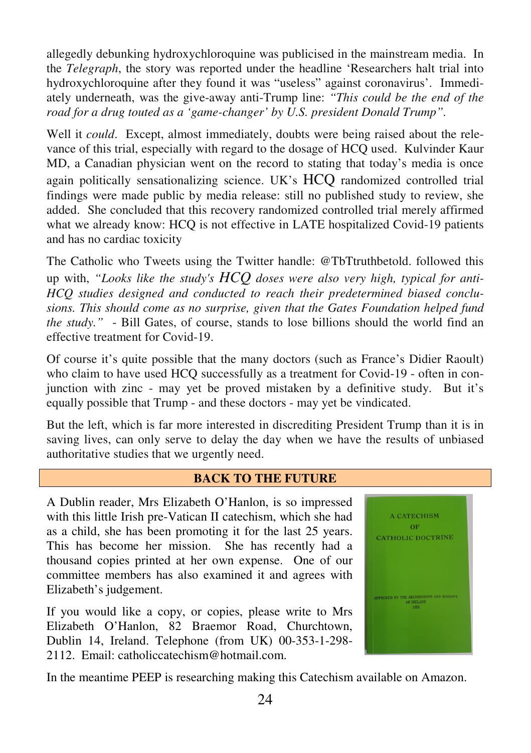allegedly debunking hydroxychloroquine was publicised in the mainstream media. In the *Telegraph*, the story was reported under the headline 'Researchers halt trial into hydroxychloroquine after they found it was "useless" against coronavirus'. Immediately underneath, was the give-away anti-Trump line: *"This could be the end of the road for a drug touted as a 'game-changer' by U.S. president Donald Trump".*

Well it *could*. Except, almost immediately, doubts were being raised about the relevance of this trial, especially with regard to the dosage of HCQ used. Kulvinder Kaur MD, a Canadian physician went on the record to stating that today's media is once again politically sensationalizing science. UK's HCQ randomized controlled trial findings were made public by media release: still no published study to review, she added. She concluded that this recovery randomized controlled trial merely affirmed what we already know: HCQ is not effective in LATE hospitalized Covid-19 patients and has no cardiac toxicity

The Catholic who Tweets using the Twitter handle: @TbTtruthbetold. followed this up with, *"Looks like the study's HCQ doses were also very high, typical for anti-HCQ studies designed and conducted to reach their predetermined biased conclusions. This should come as no surprise, given that the Gates Foundation helped fund the study."* - Bill Gates, of course, stands to lose billions should the world find an effective treatment for Covid-19.

Of course it's quite possible that the many doctors (such as France's Didier Raoult) who claim to have used HCQ successfully as a treatment for Covid-19 - often in conjunction with zinc - may yet be proved mistaken by a definitive study. But it's equally possible that Trump - and these doctors - may yet be vindicated.

But the left, which is far more interested in discrediting President Trump than it is in saving lives, can only serve to delay the day when we have the results of unbiased authoritative studies that we urgently need.

## BACK TO THE FUTURE

A Dublin reader, Mrs Elizabeth O'Hanlon, is so impressed with this little Irish pre-Vatican II catechism, which she had as a child, she has been promoting it for the last 25 years. This has become her mission. She has recently had a thousand copies printed at her own expense. One of our committee members has also examined it and agrees with Elizabeth's judgement.

If you would like a copy, or copies, please write to Mrs Elizabeth O'Hanlon, 82 Braemor Road, Churchtown, Dublin 14, Ireland. Telephone (from UK) 00-353-1-298-2112. Email: catholiccatechism@hotmail.com.

In the meantime PEEP is researching making this Catechism available on Amazon.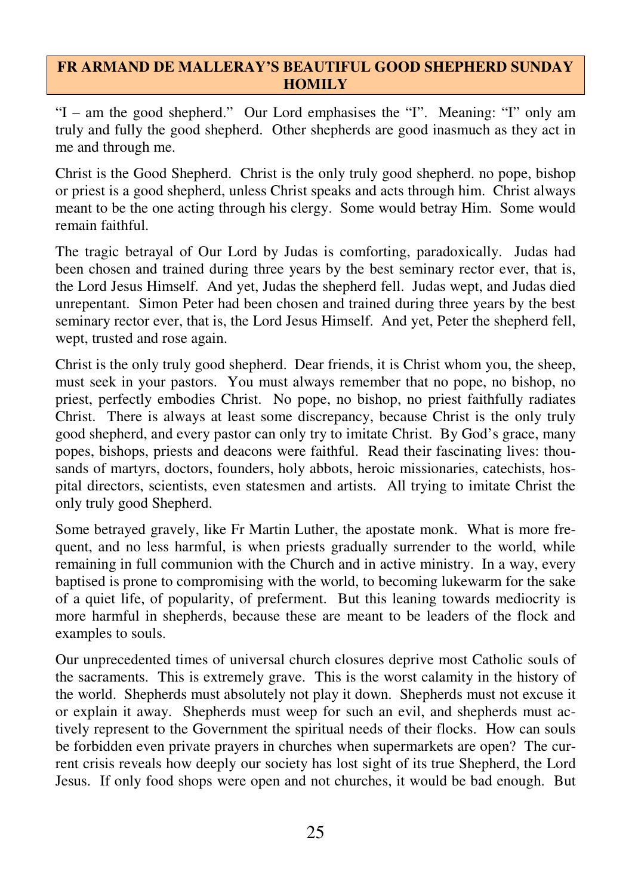## FR ARMAND DE MALLERAY'S BEAUTIFUL GOOD SHEPHERD SUNDAY HOMILY

"I – am the good shepherd." Our Lord emphasises the "I". Meaning: "I" only am truly and fully the good shepherd. Other shepherds are good inasmuch as they act in me and through me.

Christ is the Good Shepherd. Christ is the only truly good shepherd. no pope, bishop or priest is a good shepherd, unless Christ speaks and acts through him. Christ always meant to be the one acting through his clergy. Some would betray Him. Some would remain faithful.

The tragic betrayal of Our Lord by Judas is comforting, paradoxically. Judas had been chosen and trained during three years by the best seminary rector ever, that is, the Lord Jesus Himself. And yet, Judas the shepherd fell. Judas wept, and Judas died unrepentant. Simon Peter had been chosen and trained during three years by the best seminary rector ever, that is, the Lord Jesus Himself. And yet, Peter the shepherd fell, wept, trusted and rose again.

Christ is the only truly good shepherd. Dear friends, it is Christ whom you, the sheep, must seek in your pastors. You must always remember that no pope, no bishop, no priest, perfectly embodies Christ. No pope, no bishop, no priest faithfully radiates Christ. There is always at least some discrepancy, because Christ is the only truly good shepherd, and every pastor can only try to imitate Christ. By God's grace, many popes, bishops, priests and deacons were faithful. Read their fascinating lives: thousands of martyrs, doctors, founders, holy abbots, heroic missionaries, catechists, hospital directors, scientists, even statesmen and artists. All trying to imitate Christ the only truly good Shepherd.

Some betrayed gravely, like Fr Martin Luther, the apostate monk. What is more frequent, and no less harmful, is when priests gradually surrender to the world, while remaining in full communion with the Church and in active ministry. In a way, every baptised is prone to compromising with the world, to becoming lukewarm for the sake of a quiet life, of popularity, of preferment. But this leaning towards mediocrity is more harmful in shepherds, because these are meant to be leaders of the flock and examples to souls.

Our unprecedented times of universal church closures deprive most Catholic souls of the sacraments. This is extremely grave. This is the worst calamity in the history of the world. Shepherds must absolutely not play it down. Shepherds must not excuse it or explain it away. Shepherds must weep for such an evil, and shepherds must actively represent to the Government the spiritual needs of their flocks. How can souls be forbidden even private prayers in churches when supermarkets are open? The current crisis reveals how deeply our society has lost sight of its true Shepherd, the Lord Jesus. If only food shops were open and not churches, it would be bad enough. But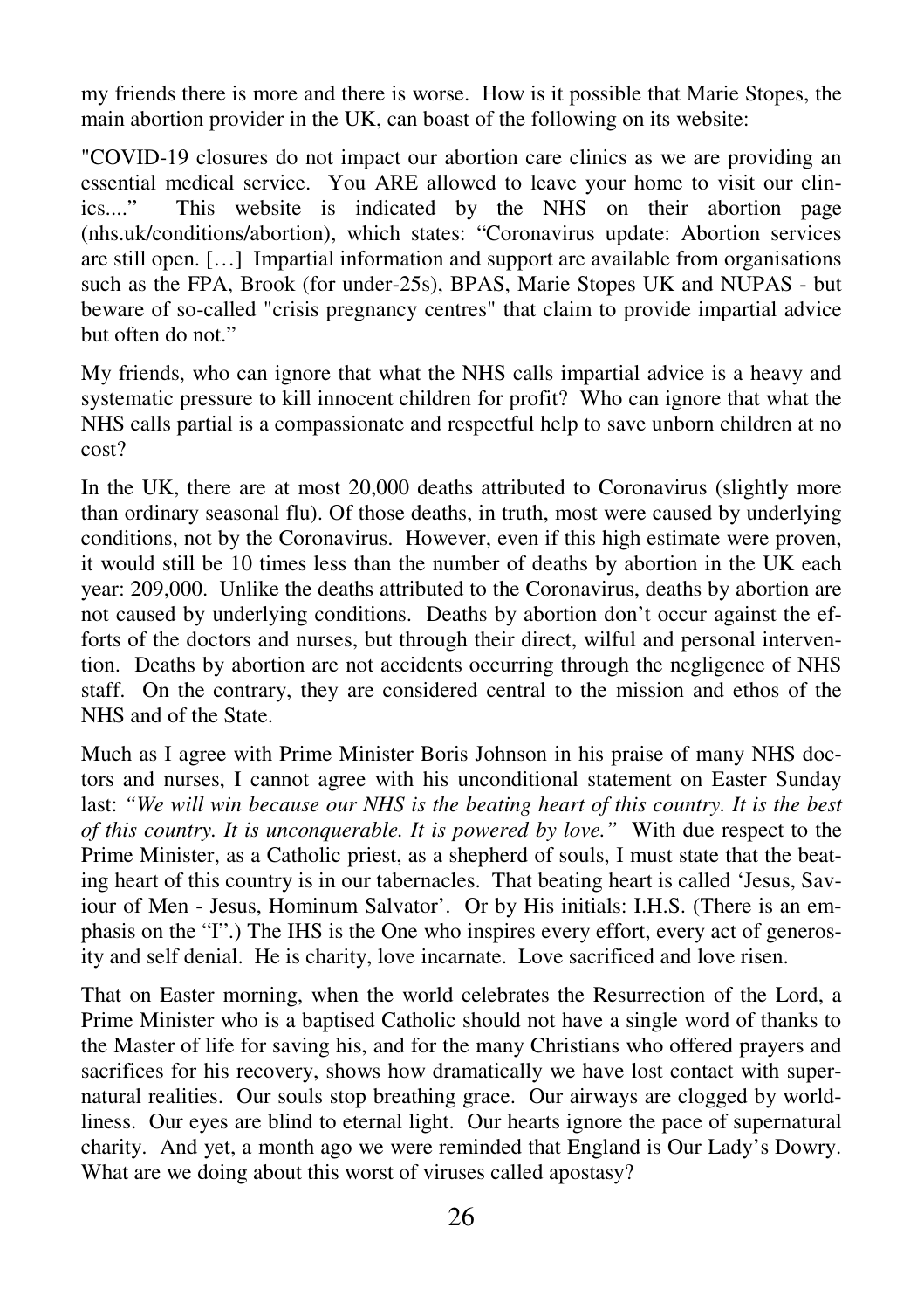my friends there is more and there is worse. How is it possible that Marie Stopes, the main abortion provider in the UK, can boast of the following on its website:

"COVID-19 closures do not impact our abortion care clinics as we are providing an essential medical service. You ARE allowed to leave your home to visit our clinics...." This website is indicated by the NHS on their abortion page (nhs.uk/conditions/abortion), which states: "Coronavirus update: Abortion services are still open. […] Impartial information and support are available from organisations such as the FPA, Brook (for under-25s), BPAS, Marie Stopes UK and NUPAS - but beware of so-called "crisis pregnancy centres" that claim to provide impartial advice but often do not."

My friends, who can ignore that what the NHS calls impartial advice is a heavy and systematic pressure to kill innocent children for profit? Who can ignore that what the NHS calls partial is a compassionate and respectful help to save unborn children at no cost?

In the UK, there are at most 20,000 deaths attributed to Coronavirus (slightly more than ordinary seasonal flu). Of those deaths, in truth, most were caused by underlying conditions, not by the Coronavirus. However, even if this high estimate were proven, it would still be 10 times less than the number of deaths by abortion in the UK each year: 209,000. Unlike the deaths attributed to the Coronavirus, deaths by abortion are not caused by underlying conditions. Deaths by abortion don't occur against the efforts of the doctors and nurses, but through their direct, wilful and personal intervention. Deaths by abortion are not accidents occurring through the negligence of NHS staff. On the contrary, they are considered central to the mission and ethos of the NHS and of the State.

Much as I agree with Prime Minister Boris Johnson in his praise of many NHS doctors and nurses, I cannot agree with his unconditional statement on Easter Sunday last: *"We will win because our NHS is the beating heart of this country. It is the best of this country. It is unconquerable. It is powered by love."* With due respect to the Prime Minister, as a Catholic priest, as a shepherd of souls, I must state that the beating heart of this country is in our tabernacles. That beating heart is called 'Jesus, Saviour of Men - Jesus, Hominum Salvator'. Or by His initials: I.H.S. (There is an emphasis on the "I".) The IHS is the One who inspires every effort, every act of generosity and self denial. He is charity, love incarnate. Love sacrificed and love risen.

That on Easter morning, when the world celebrates the Resurrection of the Lord, a Prime Minister who is a baptised Catholic should not have a single word of thanks to the Master of life for saving his, and for the many Christians who offered prayers and sacrifices for his recovery, shows how dramatically we have lost contact with supernatural realities. Our souls stop breathing grace. Our airways are clogged by worldliness. Our eyes are blind to eternal light. Our hearts ignore the pace of supernatural charity. And yet, a month ago we were reminded that England is Our Lady's Dowry. What are we doing about this worst of viruses called apostasy?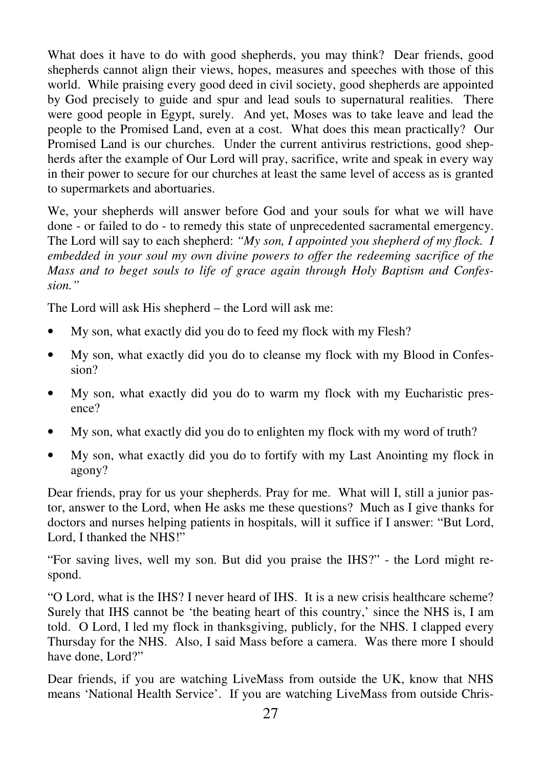What does it have to do with good shepherds, you may think? Dear friends, good shepherds cannot align their views, hopes, measures and speeches with those of this world. While praising every good deed in civil society, good shepherds are appointed by God precisely to guide and spur and lead souls to supernatural realities. There were good people in Egypt, surely. And yet, Moses was to take leave and lead the people to the Promised Land, even at a cost. What does this mean practically? Our Promised Land is our churches. Under the current antivirus restrictions, good shepherds after the example of Our Lord will pray, sacrifice, write and speak in every way in their power to secure for our churches at least the same level of access as is granted to supermarkets and abortuaries.

We, your shepherds will answer before God and your souls for what we will have done - or failed to do - to remedy this state of unprecedented sacramental emergency. The Lord will say to each shepherd: *"My son, I appointed you shepherd of my flock. I embedded in your soul my own divine powers to offer the redeeming sacrifice of the Mass and to beget souls to life of grace again through Holy Baptism and Confession."*

The Lord will ask His shepherd – the Lord will ask me:

- My son, what exactly did you do to feed my flock with my Flesh?
- My son, what exactly did you do to cleanse my flock with my Blood in Confession?
- My son, what exactly did you do to warm my flock with my Eucharistic presence?
- My son, what exactly did you do to enlighten my flock with my word of truth?
- My son, what exactly did you do to fortify with my Last Anointing my flock in agony?

Dear friends, pray for us your shepherds. Pray for me. What will I, still a junior pastor, answer to the Lord, when He asks me these questions? Much as I give thanks for doctors and nurses helping patients in hospitals, will it suffice if I answer: "But Lord, Lord, I thanked the NHS!"

"For saving lives, well my son. But did you praise the IHS?" - the Lord might respond.

"O Lord, what is the IHS? I never heard of IHS. It is a new crisis healthcare scheme? Surely that IHS cannot be 'the beating heart of this country,' since the NHS is, I am told. O Lord, I led my flock in thanksgiving, publicly, for the NHS. I clapped every Thursday for the NHS. Also, I said Mass before a camera. Was there more I should have done, Lord?"

Dear friends, if you are watching LiveMass from outside the UK, know that NHS means 'National Health Service'. If you are watching LiveMass from outside Chris-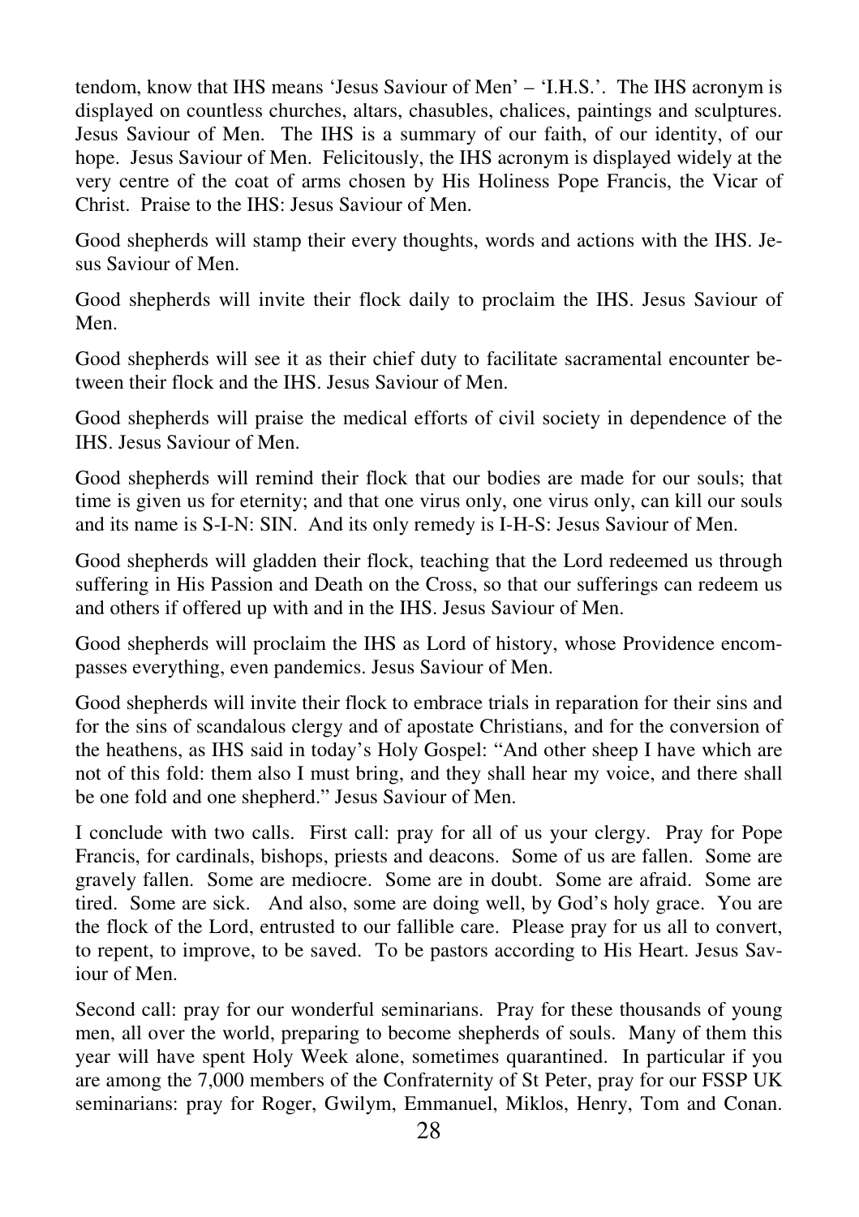tendom, know that IHS means 'Jesus Saviour of Men' – 'I.H.S.'. The IHS acronym is displayed on countless churches, altars, chasubles, chalices, paintings and sculptures. Jesus Saviour of Men. The IHS is a summary of our faith, of our identity, of our hope. Jesus Saviour of Men. Felicitously, the IHS acronym is displayed widely at the very centre of the coat of arms chosen by His Holiness Pope Francis, the Vicar of Christ. Praise to the IHS: Jesus Saviour of Men.

Good shepherds will stamp their every thoughts, words and actions with the IHS. Jesus Saviour of Men.

Good shepherds will invite their flock daily to proclaim the IHS. Jesus Saviour of Men.

Good shepherds will see it as their chief duty to facilitate sacramental encounter between their flock and the IHS. Jesus Saviour of Men.

Good shepherds will praise the medical efforts of civil society in dependence of the IHS. Jesus Saviour of Men.

Good shepherds will remind their flock that our bodies are made for our souls; that time is given us for eternity; and that one virus only, one virus only, can kill our souls and its name is S-I-N: SIN. And its only remedy is I-H-S: Jesus Saviour of Men.

Good shepherds will gladden their flock, teaching that the Lord redeemed us through suffering in His Passion and Death on the Cross, so that our sufferings can redeem us and others if offered up with and in the IHS. Jesus Saviour of Men.

Good shepherds will proclaim the IHS as Lord of history, whose Providence encompasses everything, even pandemics. Jesus Saviour of Men.

Good shepherds will invite their flock to embrace trials in reparation for their sins and for the sins of scandalous clergy and of apostate Christians, and for the conversion of the heathens, as IHS said in today's Holy Gospel: "And other sheep I have which are not of this fold: them also I must bring, and they shall hear my voice, and there shall be one fold and one shepherd." Jesus Saviour of Men.

I conclude with two calls. First call: pray for all of us your clergy. Pray for Pope Francis, for cardinals, bishops, priests and deacons. Some of us are fallen. Some are gravely fallen. Some are mediocre. Some are in doubt. Some are afraid. Some are tired. Some are sick. And also, some are doing well, by God's holy grace. You are the flock of the Lord, entrusted to our fallible care. Please pray for us all to convert, to repent, to improve, to be saved. To be pastors according to His Heart. Jesus Saviour of Men.

Second call: pray for our wonderful seminarians. Pray for these thousands of young men, all over the world, preparing to become shepherds of souls. Many of them this year will have spent Holy Week alone, sometimes quarantined. In particular if you are among the 7,000 members of the Confraternity of St Peter, pray for our FSSP UK seminarians: pray for Roger, Gwilym, Emmanuel, Miklos, Henry, Tom and Conan.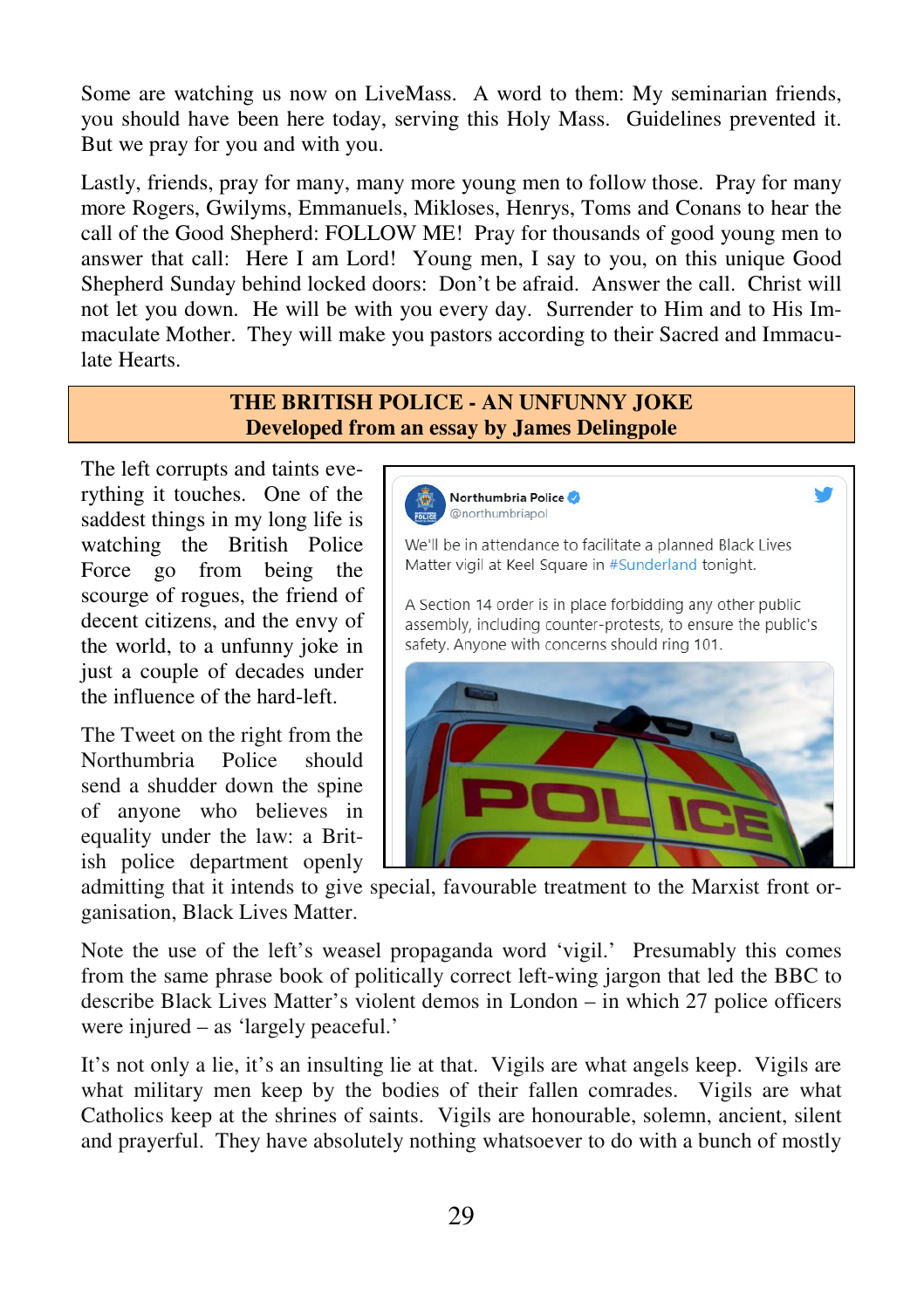Some are watching us now on LiveMass. A word to them: My seminarian friends, you should have been here today, serving this Holy Mass. Guidelines prevented it. But we pray for you and with you.

Lastly, friends, pray for many, many more young men to follow those. Pray for many more Rogers, Gwilyms, Emmanuels, Mikloses, Henrys, Toms and Conans to hear the call of the Good Shepherd: FOLLOW ME! Pray for thousands of good young men to answer that call: Here I am Lord! Young men, I say to you, on this unique Good Shepherd Sunday behind locked doors: Don't be afraid. Answer the call. Christ will not let you down. He will be with you every day. Surrender to Him and to His Immaculate Mother. They will make you pastors according to their Sacred and Immaculate Hearts.

## THE BRITISH POLICE - AN UNFUNNY JOKE
### Developed from an essay by James Delingpole

The left corrupts and taints everything it touches. One of the saddest things in my long life is watching the British Police Force go from being the scourge of rogues, the friend of decent citizens, and the envy of the world, to a unfunny joke in just a couple of decades under the influence of the hard-left.

> **Northumbria Police** @northumbriapol
>
> We'll be in attendance to facilitate a planned Black Lives Matter vigil at Keel Square in #Sunderland tonight.
>
> A Section 14 order is in place forbidding any other public assembly, including counter-protests, to ensure the public's safety. Anyone with concerns should ring 101.

The Tweet on the right from the Northumbria Police should send a shudder down the spine of anyone who believes in equality under the law: a British police department openly admitting that it intends to give special, favourable treatment to the Marxist front organisation, Black Lives Matter.

Note the use of the left's weasel propaganda word 'vigil.' Presumably this comes from the same phrase book of politically correct left-wing jargon that led the BBC to describe Black Lives Matter's violent demos in London – in which 27 police officers were injured – as 'largely peaceful.'

It's not only a lie, it's an insulting lie at that. Vigils are what angels keep. Vigils are what military men keep by the bodies of their fallen comrades. Vigils are what Catholics keep at the shrines of saints. Vigils are honourable, solemn, ancient, silent and prayerful. They have absolutely nothing whatsoever to do with a bunch of mostly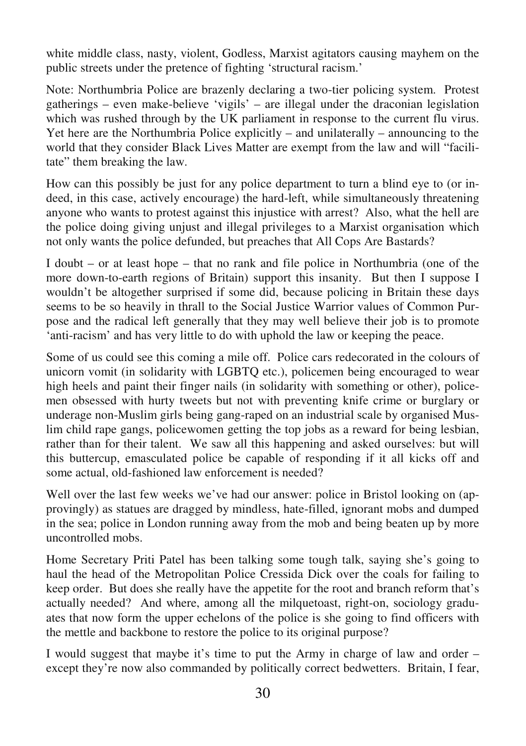white middle class, nasty, violent, Godless, Marxist agitators causing mayhem on the public streets under the pretence of fighting 'structural racism.'

Note: Northumbria Police are brazenly declaring a two-tier policing system. Protest gatherings – even make-believe 'vigils' – are illegal under the draconian legislation which was rushed through by the UK parliament in response to the current flu virus. Yet here are the Northumbria Police explicitly – and unilaterally – announcing to the world that they consider Black Lives Matter are exempt from the law and will "facilitate" them breaking the law.

How can this possibly be just for any police department to turn a blind eye to (or indeed, in this case, actively encourage) the hard-left, while simultaneously threatening anyone who wants to protest against this injustice with arrest? Also, what the hell are the police doing giving unjust and illegal privileges to a Marxist organisation which not only wants the police defunded, but preaches that All Cops Are Bastards?

I doubt – or at least hope – that no rank and file police in Northumbria (one of the more down-to-earth regions of Britain) support this insanity. But then I suppose I wouldn't be altogether surprised if some did, because policing in Britain these days seems to be so heavily in thrall to the Social Justice Warrior values of Common Purpose and the radical left generally that they may well believe their job is to promote 'anti-racism' and has very little to do with uphold the law or keeping the peace.

Some of us could see this coming a mile off. Police cars redecorated in the colours of unicorn vomit (in solidarity with LGBTQ etc.), policemen being encouraged to wear high heels and paint their finger nails (in solidarity with something or other), policemen obsessed with hurty tweets but not with preventing knife crime or burglary or underage non-Muslim girls being gang-raped on an industrial scale by organised Muslim child rape gangs, policewomen getting the top jobs as a reward for being lesbian, rather than for their talent. We saw all this happening and asked ourselves: but will this buttercup, emasculated police be capable of responding if it all kicks off and some actual, old-fashioned law enforcement is needed?

Well over the last few weeks we've had our answer: police in Bristol looking on (approvingly) as statues are dragged by mindless, hate-filled, ignorant mobs and dumped in the sea; police in London running away from the mob and being beaten up by more uncontrolled mobs.

Home Secretary Priti Patel has been talking some tough talk, saying she's going to haul the head of the Metropolitan Police Cressida Dick over the coals for failing to keep order. But does she really have the appetite for the root and branch reform that's actually needed? And where, among all the milquetoast, right-on, sociology graduates that now form the upper echelons of the police is she going to find officers with the mettle and backbone to restore the police to its original purpose?

I would suggest that maybe it's time to put the Army in charge of law and order – except they're now also commanded by politically correct bedwetters. Britain, I fear,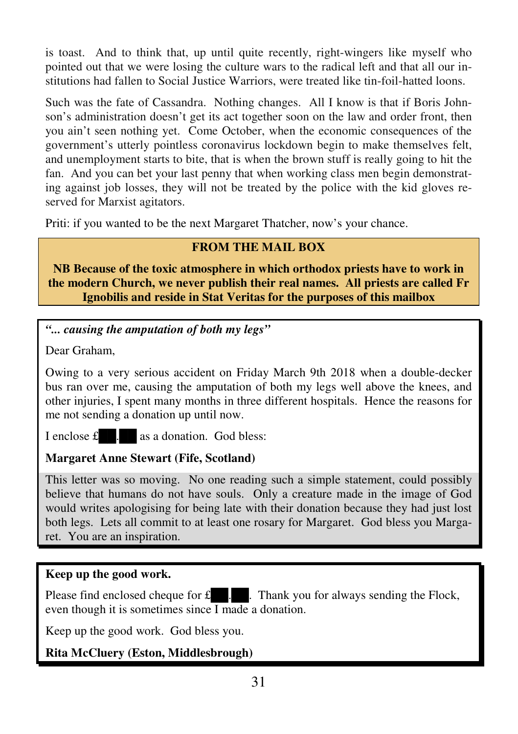is toast. And to think that, up until quite recently, right-wingers like myself who pointed out that we were losing the culture wars to the radical left and that all our institutions had fallen to Social Justice Warriors, were treated like tin-foil-hatted loons.

Such was the fate of Cassandra. Nothing changes. All I know is that if Boris Johnson's administration doesn't get its act together soon on the law and order front, then you ain't seen nothing yet. Come October, when the economic consequences of the government's utterly pointless coronavirus lockdown begin to make themselves felt, and unemployment starts to bite, that is when the brown stuff is really going to hit the fan. And you can bet your last penny that when working class men begin demonstrating against job losses, they will not be treated by the police with the kid gloves reserved for Marxist agitators.

Priti: if you wanted to be the next Margaret Thatcher, now's your chance.

## FROM THE MAIL BOX

**NB Because of the toxic atmosphere in which orthodox priests have to work in the modern Church, we never publish their real names. All priests are called Fr Ignobilis and reside in Stat Veritas for the purposes of this mailbox**

***"... causing the amputation of both my legs"***

Dear Graham,

Owing to a very serious accident on Friday March 9th 2018 when a double-decker bus ran over me, causing the amputation of both my legs well above the knees, and other injuries, I spent many months in three different hospitals. Hence the reasons for me not sending a donation up until now.

I enclose £██.██ as a donation. God bless:

**Margaret Anne Stewart (Fife, Scotland)**

This letter was so moving. No one reading such a simple statement, could possibly believe that humans do not have souls. Only a creature made in the image of God would writes apologising for being late with their donation because they had just lost both legs. Lets all commit to at least one rosary for Margaret. God bless you Margaret. You are an inspiration.

**Keep up the good work.**

Please find enclosed cheque for £██.██. Thank you for always sending the Flock, even though it is sometimes since I made a donation.

Keep up the good work. God bless you.

**Rita McCluery (Eston, Middlesbrough)**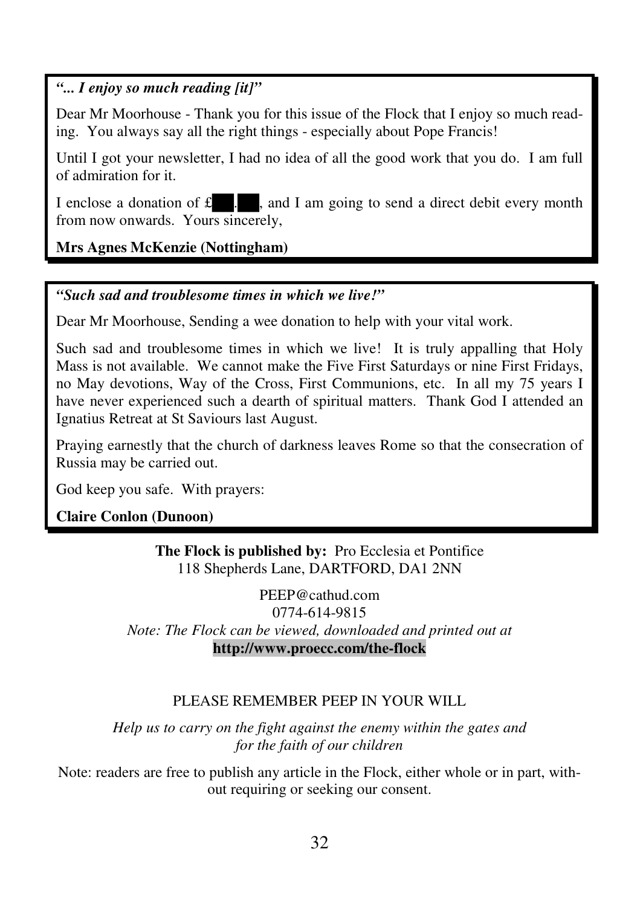***"... I enjoy so much reading [it]"***

Dear Mr Moorhouse - Thank you for this issue of the Flock that I enjoy so much reading. You always say all the right things - especially about Pope Francis!

Until I got your newsletter, I had no idea of all the good work that you do. I am full of admiration for it.

I enclose a donation of £██.██, and I am going to send a direct debit every month from now onwards. Yours sincerely,

**Mrs Agnes McKenzie (Nottingham)**

***"Such sad and troublesome times in which we live!"***

Dear Mr Moorhouse, Sending a wee donation to help with your vital work.

Such sad and troublesome times in which we live! It is truly appalling that Holy Mass is not available. We cannot make the Five First Saturdays or nine First Fridays, no May devotions, Way of the Cross, First Communions, etc. In all my 75 years I have never experienced such a dearth of spiritual matters. Thank God I attended an Ignatius Retreat at St Saviours last August.

Praying earnestly that the church of darkness leaves Rome so that the consecration of Russia may be carried out.

God keep you safe. With prayers:

**Claire Conlon (Dunoon)**

**The Flock is published by:** Pro Ecclesia et Pontifice
118 Shepherds Lane, DARTFORD, DA1 2NN

PEEP@cathud.com
0774-614-9815
*Note: The Flock can be viewed, downloaded and printed out at*
**http://www.proecc.com/the-flock**

PLEASE REMEMBER PEEP IN YOUR WILL

*Help us to carry on the fight against the enemy within the gates and for the faith of our children*

Note: readers are free to publish any article in the Flock, either whole or in part, without requiring or seeking our consent.